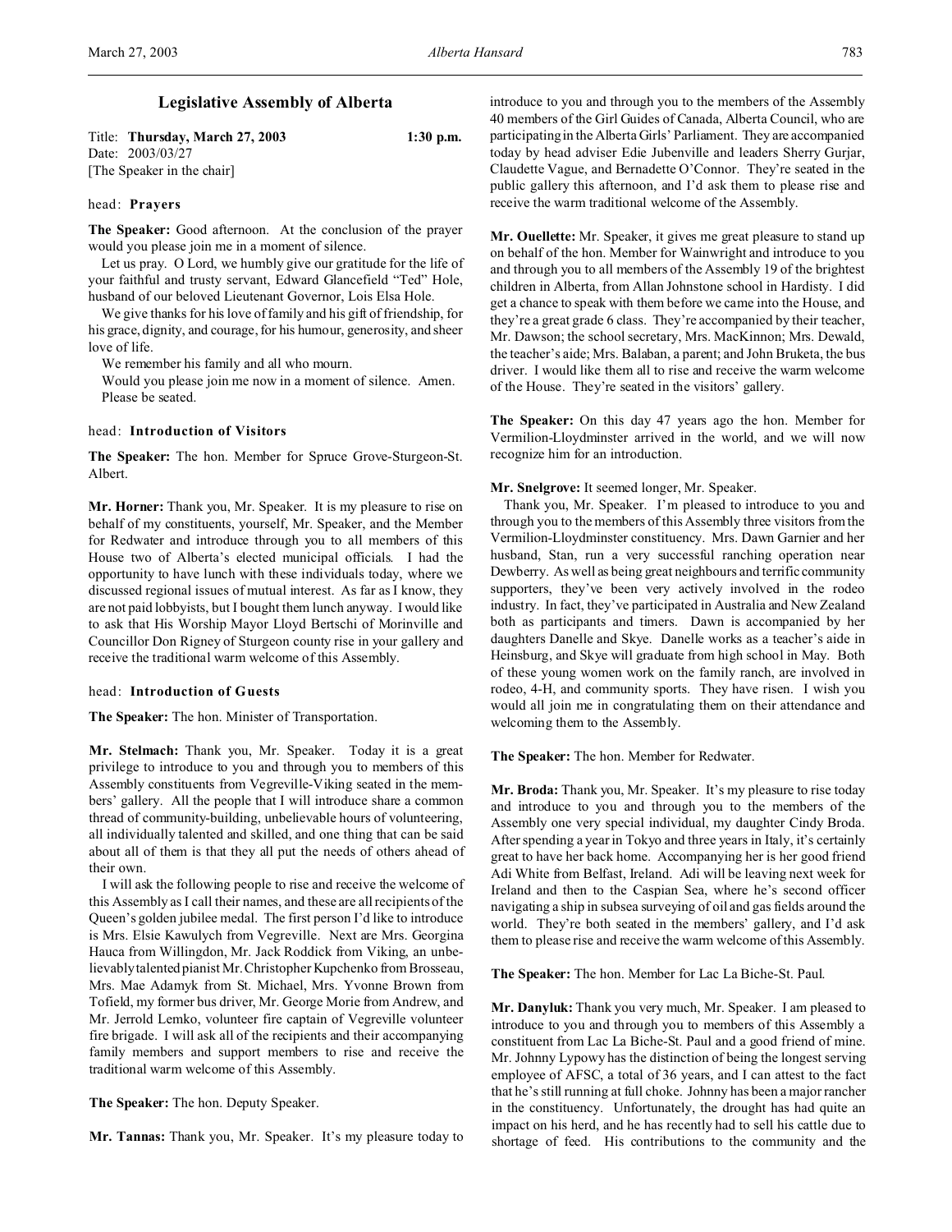# Legislative Assembly of Alberta

Title: **Thursday, March 27, 2003** **1:30 p.m.**
Date: 2003/03/27
[The Speaker in the chair]

head: **Prayers**

**The Speaker:** Good afternoon. At the conclusion of the prayer would you please join me in a moment of silence.

Let us pray. O Lord, we humbly give our gratitude for the life of your faithful and trusty servant, Edward Glancefield "Ted" Hole, husband of our beloved Lieutenant Governor, Lois Elsa Hole.

We give thanks for his love of family and his gift of friendship, for his grace, dignity, and courage, for his humour, generosity, and sheer love of life.

We remember his family and all who mourn.

Would you please join me now in a moment of silence. Amen. Please be seated.

head: **Introduction of Visitors**

**The Speaker:** The hon. Member for Spruce Grove-Sturgeon-St. Albert.

**Mr. Horner:** Thank you, Mr. Speaker. It is my pleasure to rise on behalf of my constituents, yourself, Mr. Speaker, and the Member for Redwater and introduce through you to all members of this House two of Alberta's elected municipal officials. I had the opportunity to have lunch with these individuals today, where we discussed regional issues of mutual interest. As far as I know, they are not paid lobbyists, but I bought them lunch anyway. I would like to ask that His Worship Mayor Lloyd Bertschi of Morinville and Councillor Don Rigney of Sturgeon county rise in your gallery and receive the traditional warm welcome of this Assembly.

head: **Introduction of Guests**

**The Speaker:** The hon. Minister of Transportation.

**Mr. Stelmach:** Thank you, Mr. Speaker. Today it is a great privilege to introduce to you and through you to members of this Assembly constituents from Vegreville-Viking seated in the members' gallery. All the people that I will introduce share a common thread of community-building, unbelievable hours of volunteering, all individually talented and skilled, and one thing that can be said about all of them is that they all put the needs of others ahead of their own.

I will ask the following people to rise and receive the welcome of this Assembly as I call their names, and these are all recipients of the Queen's golden jubilee medal. The first person I'd like to introduce is Mrs. Elsie Kawulych from Vegreville. Next are Mrs. Georgina Hauca from Willingdon, Mr. Jack Roddick from Viking, an unbelievably talented pianist Mr. Christopher Kupchenko from Brosseau, Mrs. Mae Adamyk from St. Michael, Mrs. Yvonne Brown from Tofield, my former bus driver, Mr. George Morie from Andrew, and Mr. Jerrold Lemko, volunteer fire captain of Vegreville volunteer fire brigade. I will ask all of the recipients and their accompanying family members and support members to rise and receive the traditional warm welcome of this Assembly.

**The Speaker:** The hon. Deputy Speaker.

**Mr. Tannas:** Thank you, Mr. Speaker. It's my pleasure today to introduce to you and through you to the members of the Assembly 40 members of the Girl Guides of Canada, Alberta Council, who are participating in the Alberta Girls' Parliament. They are accompanied today by head adviser Edie Jubenville and leaders Sherry Gurjar, Claudette Vague, and Bernadette O'Connor. They're seated in the public gallery this afternoon, and I'd ask them to please rise and receive the warm traditional welcome of the Assembly.

**Mr. Ouellette:** Mr. Speaker, it gives me great pleasure to stand up on behalf of the hon. Member for Wainwright and introduce to you and through you to all members of the Assembly 19 of the brightest children in Alberta, from Allan Johnstone school in Hardisty. I did get a chance to speak with them before we came into the House, and they're a great grade 6 class. They're accompanied by their teacher, Mr. Dawson; the school secretary, Mrs. MacKinnon; Mrs. Dewald, the teacher's aide; Mrs. Balaban, a parent; and John Bruketa, the bus driver. I would like them all to rise and receive the warm welcome of the House. They're seated in the visitors' gallery.

**The Speaker:** On this day 47 years ago the hon. Member for Vermilion-Lloydminster arrived in the world, and we will now recognize him for an introduction.

**Mr. Snelgrove:** It seemed longer, Mr. Speaker.

Thank you, Mr. Speaker. I'm pleased to introduce to you and through you to the members of this Assembly three visitors from the Vermilion-Lloydminster constituency. Mrs. Dawn Garnier and her husband, Stan, run a very successful ranching operation near Dewberry. As well as being great neighbours and terrific community supporters, they've been very actively involved in the rodeo industry. In fact, they've participated in Australia and New Zealand both as participants and timers. Dawn is accompanied by her daughters Danelle and Skye. Danelle works as a teacher's aide in Heinsburg, and Skye will graduate from high school in May. Both of these young women work on the family ranch, are involved in rodeo, 4-H, and community sports. They have risen. I wish you would all join me in congratulating them on their attendance and welcoming them to the Assembly.

**The Speaker:** The hon. Member for Redwater.

**Mr. Broda:** Thank you, Mr. Speaker. It's my pleasure to rise today and introduce to you and through you to the members of the Assembly one very special individual, my daughter Cindy Broda. After spending a year in Tokyo and three years in Italy, it's certainly great to have her back home. Accompanying her is her good friend Adi White from Belfast, Ireland. Adi will be leaving next week for Ireland and then to the Caspian Sea, where he's second officer navigating a ship in subsea surveying of oil and gas fields around the world. They're both seated in the members' gallery, and I'd ask them to please rise and receive the warm welcome of this Assembly.

**The Speaker:** The hon. Member for Lac La Biche-St. Paul.

**Mr. Danyluk:** Thank you very much, Mr. Speaker. I am pleased to introduce to you and through you to members of this Assembly a constituent from Lac La Biche-St. Paul and a good friend of mine. Mr. Johnny Lypowy has the distinction of being the longest serving employee of AFSC, a total of 36 years, and I can attest to the fact that he's still running at full choke. Johnny has been a major rancher in the constituency. Unfortunately, the drought has had quite an impact on his herd, and he has recently had to sell his cattle due to shortage of feed. His contributions to the community and the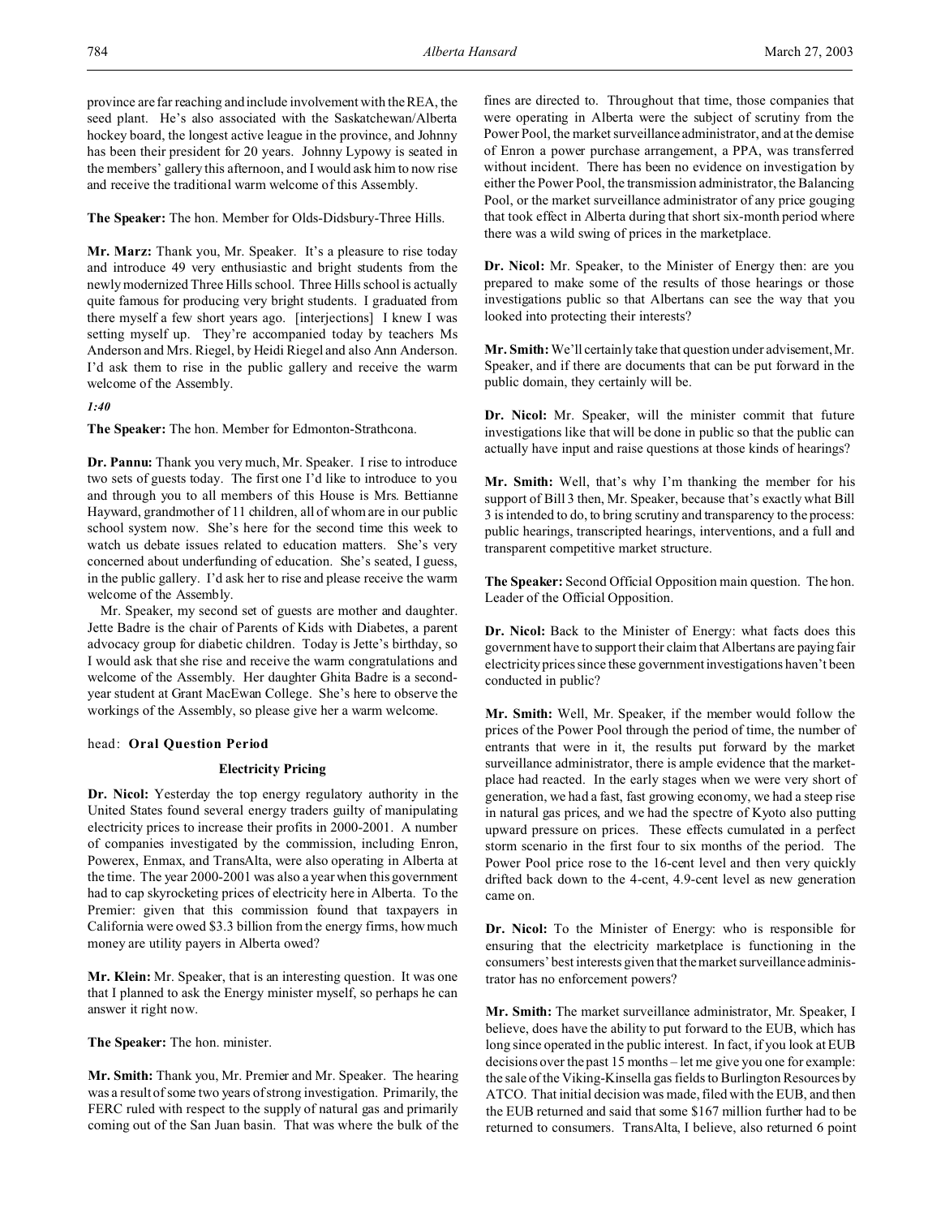province are far reaching and include involvement with the REA, the seed plant. He's also associated with the Saskatchewan/Alberta hockey board, the longest active league in the province, and Johnny has been their president for 20 years. Johnny Lypowy is seated in the members' gallery this afternoon, and I would ask him to now rise and receive the traditional warm welcome of this Assembly.

**The Speaker:** The hon. Member for Olds-Didsbury-Three Hills.

**Mr. Marz:** Thank you, Mr. Speaker. It's a pleasure to rise today and introduce 49 very enthusiastic and bright students from the newly modernized Three Hills school. Three Hills school is actually quite famous for producing very bright students. I graduated from there myself a few short years ago. [interjections] I knew I was setting myself up. They're accompanied today by teachers Ms Anderson and Mrs. Riegel, by Heidi Riegel and also Ann Anderson. I'd ask them to rise in the public gallery and receive the warm welcome of the Assembly.

*1:40*

**The Speaker:** The hon. Member for Edmonton-Strathcona.

**Dr. Pannu:** Thank you very much, Mr. Speaker. I rise to introduce two sets of guests today. The first one I'd like to introduce to you and through you to all members of this House is Mrs. Bettianne Hayward, grandmother of 11 children, all of whom are in our public school system now. She's here for the second time this week to watch us debate issues related to education matters. She's very concerned about underfunding of education. She's seated, I guess, in the public gallery. I'd ask her to rise and please receive the warm welcome of the Assembly.

Mr. Speaker, my second set of guests are mother and daughter. Jette Badre is the chair of Parents of Kids with Diabetes, a parent advocacy group for diabetic children. Today is Jette's birthday, so I would ask that she rise and receive the warm congratulations and welcome of the Assembly. Her daughter Ghita Badre is a second-year student at Grant MacEwan College. She's here to observe the workings of the Assembly, so please give her a warm welcome.

head: **Oral Question Period**

### Electricity Pricing

**Dr. Nicol:** Yesterday the top energy regulatory authority in the United States found several energy traders guilty of manipulating electricity prices to increase their profits in 2000-2001. A number of companies investigated by the commission, including Enron, Powerex, Enmax, and TransAlta, were also operating in Alberta at the time. The year 2000-2001 was also a year when this government had to cap skyrocketing prices of electricity here in Alberta. To the Premier: given that this commission found that taxpayers in California were owed $3.3 billion from the energy firms, how much money are utility payers in Alberta owed?

**Mr. Klein:** Mr. Speaker, that is an interesting question. It was one that I planned to ask the Energy minister myself, so perhaps he can answer it right now.

**The Speaker:** The hon. minister.

**Mr. Smith:** Thank you, Mr. Premier and Mr. Speaker. The hearing was a result of some two years of strong investigation. Primarily, the FERC ruled with respect to the supply of natural gas and primarily coming out of the San Juan basin. That was where the bulk of the fines are directed to. Throughout that time, those companies that were operating in Alberta were the subject of scrutiny from the Power Pool, the market surveillance administrator, and at the demise of Enron a power purchase arrangement, a PPA, was transferred without incident. There has been no evidence on investigation by either the Power Pool, the transmission administrator, the Balancing Pool, or the market surveillance administrator of any price gouging that took effect in Alberta during that short six-month period where there was a wild swing of prices in the marketplace.

**Dr. Nicol:** Mr. Speaker, to the Minister of Energy then: are you prepared to make some of the results of those hearings or those investigations public so that Albertans can see the way that you looked into protecting their interests?

**Mr. Smith:** We'll certainly take that question under advisement, Mr. Speaker, and if there are documents that can be put forward in the public domain, they certainly will be.

**Dr. Nicol:** Mr. Speaker, will the minister commit that future investigations like that will be done in public so that the public can actually have input and raise questions at those kinds of hearings?

**Mr. Smith:** Well, that's why I'm thanking the member for his support of Bill 3 then, Mr. Speaker, because that's exactly what Bill 3 is intended to do, to bring scrutiny and transparency to the process: public hearings, transcripted hearings, interventions, and a full and transparent competitive market structure.

**The Speaker:** Second Official Opposition main question. The hon. Leader of the Official Opposition.

**Dr. Nicol:** Back to the Minister of Energy: what facts does this government have to support their claim that Albertans are paying fair electricity prices since these government investigations haven't been conducted in public?

**Mr. Smith:** Well, Mr. Speaker, if the member would follow the prices of the Power Pool through the period of time, the number of entrants that were in it, the results put forward by the market surveillance administrator, there is ample evidence that the marketplace had reacted. In the early stages when we were very short of generation, we had a fast, fast growing economy, we had a steep rise in natural gas prices, and we had the spectre of Kyoto also putting upward pressure on prices. These effects cumulated in a perfect storm scenario in the first four to six months of the period. The Power Pool price rose to the 16-cent level and then very quickly drifted back down to the 4-cent, 4.9-cent level as new generation came on.

**Dr. Nicol:** To the Minister of Energy: who is responsible for ensuring that the electricity marketplace is functioning in the consumers' best interests given that the market surveillance administrator has no enforcement powers?

**Mr. Smith:** The market surveillance administrator, Mr. Speaker, I believe, does have the ability to put forward to the EUB, which has long since operated in the public interest. In fact, if you look at EUB decisions over the past 15 months – let me give you one for example: the sale of the Viking-Kinsella gas fields to Burlington Resources by ATCO. That initial decision was made, filed with the EUB, and then the EUB returned and said that some $167 million further had to be returned to consumers. TransAlta, I believe, also returned 6 point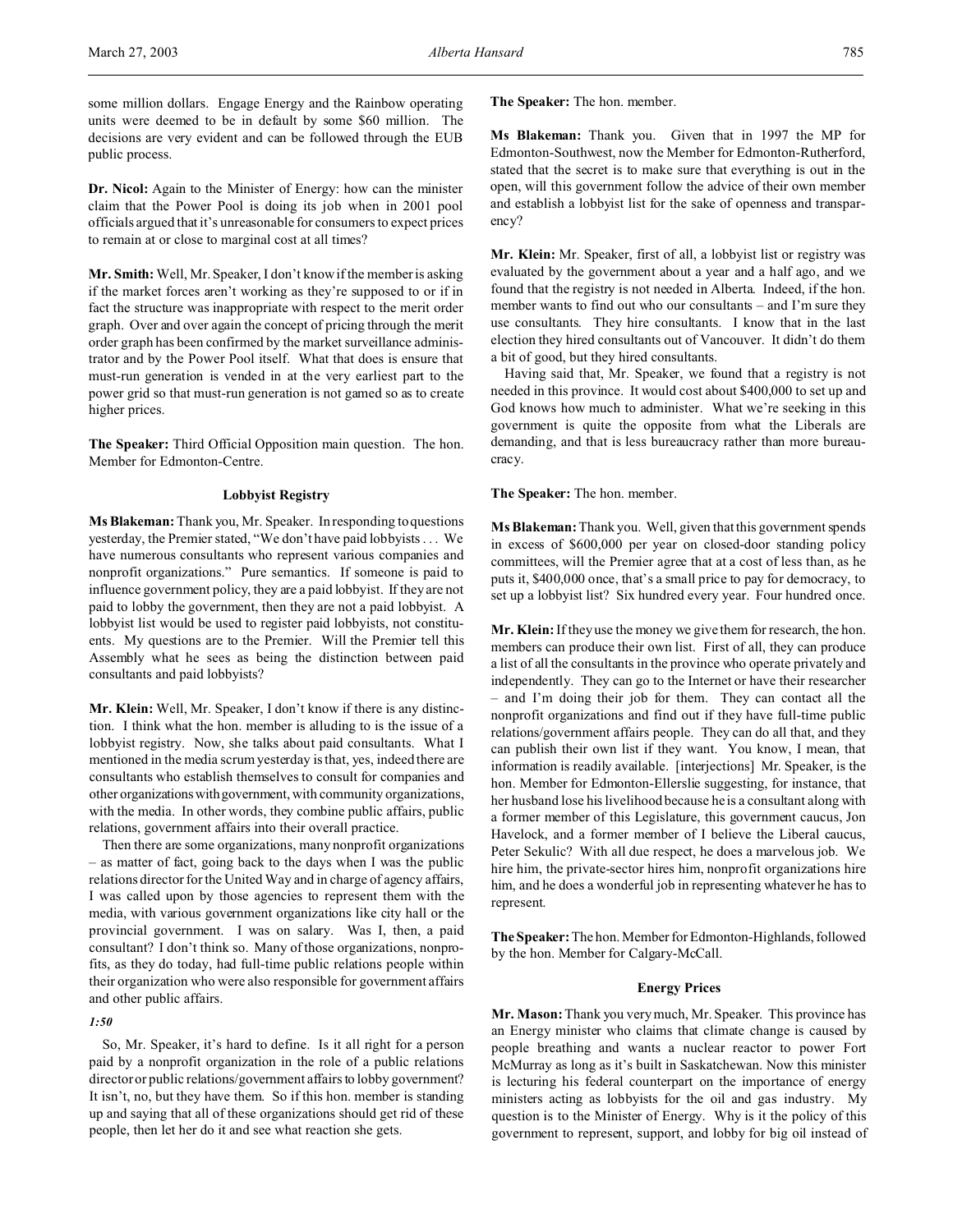some million dollars. Engage Energy and the Rainbow operating units were deemed to be in default by some $60 million. The decisions are very evident and can be followed through the EUB public process.

**Dr. Nicol:** Again to the Minister of Energy: how can the minister claim that the Power Pool is doing its job when in 2001 pool officials argued that it's unreasonable for consumers to expect prices to remain at or close to marginal cost at all times?

**Mr. Smith:** Well, Mr. Speaker, I don't know if the member is asking if the market forces aren't working as they're supposed to or if in fact the structure was inappropriate with respect to the merit order graph. Over and over again the concept of pricing through the merit order graph has been confirmed by the market surveillance administrator and by the Power Pool itself. What that does is ensure that must-run generation is vended in at the very earliest part to the power grid so that must-run generation is not gamed so as to create higher prices.

**The Speaker:** Third Official Opposition main question. The hon. Member for Edmonton-Centre.

### Lobbyist Registry

**Ms Blakeman:** Thank you, Mr. Speaker. In responding to questions yesterday, the Premier stated, "We don't have paid lobbyists . . . We have numerous consultants who represent various companies and nonprofit organizations." Pure semantics. If someone is paid to influence government policy, they are a paid lobbyist. If they are not paid to lobby the government, then they are not a paid lobbyist. A lobbyist list would be used to register paid lobbyists, not constituents. My questions are to the Premier. Will the Premier tell this Assembly what he sees as being the distinction between paid consultants and paid lobbyists?

**Mr. Klein:** Well, Mr. Speaker, I don't know if there is any distinction. I think what the hon. member is alluding to is the issue of a lobbyist registry. Now, she talks about paid consultants. What I mentioned in the media scrum yesterday is that, yes, indeed there are consultants who establish themselves to consult for companies and other organizations with government, with community organizations, with the media. In other words, they combine public affairs, public relations, government affairs into their overall practice.

Then there are some organizations, many nonprofit organizations – as matter of fact, going back to the days when I was the public relations director for the United Way and in charge of agency affairs, I was called upon by those agencies to represent them with the media, with various government organizations like city hall or the provincial government. I was on salary. Was I, then, a paid consultant? I don't think so. Many of those organizations, nonprofits, as they do today, had full-time public relations people within their organization who were also responsible for government affairs and other public affairs.

*1:50*

So, Mr. Speaker, it's hard to define. Is it all right for a person paid by a nonprofit organization in the role of a public relations director or public relations/government affairs to lobby government? It isn't, no, but they have them. So if this hon. member is standing up and saying that all of these organizations should get rid of these people, then let her do it and see what reaction she gets.

**The Speaker:** The hon. member.

**Ms Blakeman:** Thank you. Given that in 1997 the MP for Edmonton-Southwest, now the Member for Edmonton-Rutherford, stated that the secret is to make sure that everything is out in the open, will this government follow the advice of their own member and establish a lobbyist list for the sake of openness and transparency?

**Mr. Klein:** Mr. Speaker, first of all, a lobbyist list or registry was evaluated by the government about a year and a half ago, and we found that the registry is not needed in Alberta. Indeed, if the hon. member wants to find out who our consultants – and I'm sure they use consultants. They hire consultants. I know that in the last election they hired consultants out of Vancouver. It didn't do them a bit of good, but they hired consultants.

Having said that, Mr. Speaker, we found that a registry is not needed in this province. It would cost about $400,000 to set up and God knows how much to administer. What we're seeking in this government is quite the opposite from what the Liberals are demanding, and that is less bureaucracy rather than more bureaucracy.

**The Speaker:** The hon. member.

**Ms Blakeman:** Thank you. Well, given that this government spends in excess of $600,000 per year on closed-door standing policy committees, will the Premier agree that at a cost of less than, as he puts it, $400,000 once, that's a small price to pay for democracy, to set up a lobbyist list? Six hundred every year. Four hundred once.

**Mr. Klein:** If they use the money we give them for research, the hon. members can produce their own list. First of all, they can produce a list of all the consultants in the province who operate privately and independently. They can go to the Internet or have their researcher – and I'm doing their job for them. They can contact all the nonprofit organizations and find out if they have full-time public relations/government affairs people. They can do all that, and they can publish their own list if they want. You know, I mean, that information is readily available. [interjections] Mr. Speaker, is the hon. Member for Edmonton-Ellerslie suggesting, for instance, that her husband lose his livelihood because he is a consultant along with a former member of this Legislature, this government caucus, Jon Havelock, and a former member of I believe the Liberal caucus, Peter Sekulic? With all due respect, he does a marvelous job. We hire him, the private-sector hires him, nonprofit organizations hire him, and he does a wonderful job in representing whatever he has to represent.

**The Speaker:** The hon. Member for Edmonton-Highlands, followed by the hon. Member for Calgary-McCall.

### Energy Prices

**Mr. Mason:** Thank you very much, Mr. Speaker. This province has an Energy minister who claims that climate change is caused by people breathing and wants a nuclear reactor to power Fort McMurray as long as it's built in Saskatchewan. Now this minister is lecturing his federal counterpart on the importance of energy ministers acting as lobbyists for the oil and gas industry. My question is to the Minister of Energy. Why is it the policy of this government to represent, support, and lobby for big oil instead of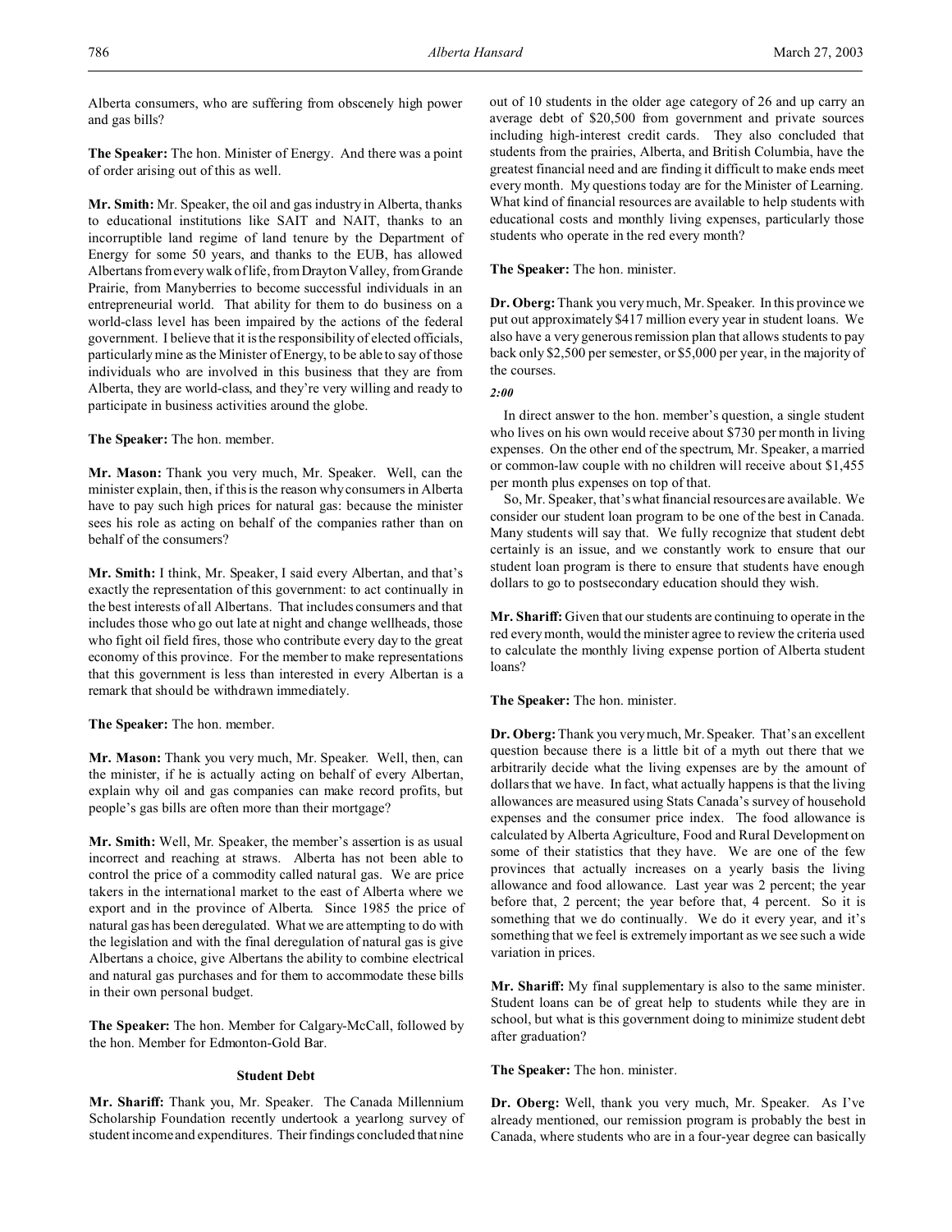Alberta consumers, who are suffering from obscenely high power and gas bills?

**The Speaker:** The hon. Minister of Energy. And there was a point of order arising out of this as well.

**Mr. Smith:** Mr. Speaker, the oil and gas industry in Alberta, thanks to educational institutions like SAIT and NAIT, thanks to an incorruptible land regime of land tenure by the Department of Energy for some 50 years, and thanks to the EUB, has allowed Albertans from every walk of life, from Drayton Valley, from Grande Prairie, from Manyberries to become successful individuals in an entrepreneurial world. That ability for them to do business on a world-class level has been impaired by the actions of the federal government. I believe that it is the responsibility of elected officials, particularly mine as the Minister of Energy, to be able to say of those individuals who are involved in this business that they are from Alberta, they are world-class, and they're very willing and ready to participate in business activities around the globe.

**The Speaker:** The hon. member.

**Mr. Mason:** Thank you very much, Mr. Speaker. Well, can the minister explain, then, if this is the reason why consumers in Alberta have to pay such high prices for natural gas: because the minister sees his role as acting on behalf of the companies rather than on behalf of the consumers?

**Mr. Smith:** I think, Mr. Speaker, I said every Albertan, and that's exactly the representation of this government: to act continually in the best interests of all Albertans. That includes consumers and that includes those who go out late at night and change wellheads, those who fight oil field fires, those who contribute every day to the great economy of this province. For the member to make representations that this government is less than interested in every Albertan is a remark that should be withdrawn immediately.

**The Speaker:** The hon. member.

**Mr. Mason:** Thank you very much, Mr. Speaker. Well, then, can the minister, if he is actually acting on behalf of every Albertan, explain why oil and gas companies can make record profits, but people's gas bills are often more than their mortgage?

**Mr. Smith:** Well, Mr. Speaker, the member's assertion is as usual incorrect and reaching at straws. Alberta has not been able to control the price of a commodity called natural gas. We are price takers in the international market to the east of Alberta where we export and in the province of Alberta. Since 1985 the price of natural gas has been deregulated. What we are attempting to do with the legislation and with the final deregulation of natural gas is give Albertans a choice, give Albertans the ability to combine electrical and natural gas purchases and for them to accommodate these bills in their own personal budget.

**The Speaker:** The hon. Member for Calgary-McCall, followed by the hon. Member for Edmonton-Gold Bar.

### Student Debt

**Mr. Shariff:** Thank you, Mr. Speaker. The Canada Millennium Scholarship Foundation recently undertook a yearlong survey of student income and expenditures. Their findings concluded that nine out of 10 students in the older age category of 26 and up carry an average debt of $20,500 from government and private sources including high-interest credit cards. They also concluded that students from the prairies, Alberta, and British Columbia, have the greatest financial need and are finding it difficult to make ends meet every month. My questions today are for the Minister of Learning. What kind of financial resources are available to help students with educational costs and monthly living expenses, particularly those students who operate in the red every month?

**The Speaker:** The hon. minister.

**Dr. Oberg:** Thank you very much, Mr. Speaker. In this province we put out approximately $417 million every year in student loans. We also have a very generous remission plan that allows students to pay back only $2,500 per semester, or $5,000 per year, in the majority of the courses.

*2:00*

In direct answer to the hon. member's question, a single student who lives on his own would receive about $730 per month in living expenses. On the other end of the spectrum, Mr. Speaker, a married or common-law couple with no children will receive about $1,455 per month plus expenses on top of that.

So, Mr. Speaker, that's what financial resources are available. We consider our student loan program to be one of the best in Canada. Many students will say that. We fully recognize that student debt certainly is an issue, and we constantly work to ensure that our student loan program is there to ensure that students have enough dollars to go to postsecondary education should they wish.

**Mr. Shariff:** Given that our students are continuing to operate in the red every month, would the minister agree to review the criteria used to calculate the monthly living expense portion of Alberta student loans?

**The Speaker:** The hon. minister.

**Dr. Oberg:** Thank you very much, Mr. Speaker. That's an excellent question because there is a little bit of a myth out there that we arbitrarily decide what the living expenses are by the amount of dollars that we have. In fact, what actually happens is that the living allowances are measured using Stats Canada's survey of household expenses and the consumer price index. The food allowance is calculated by Alberta Agriculture, Food and Rural Development on some of their statistics that they have. We are one of the few provinces that actually increases on a yearly basis the living allowance and food allowance. Last year was 2 percent; the year before that, 2 percent; the year before that, 4 percent. So it is something that we do continually. We do it every year, and it's something that we feel is extremely important as we see such a wide variation in prices.

**Mr. Shariff:** My final supplementary is also to the same minister. Student loans can be of great help to students while they are in school, but what is this government doing to minimize student debt after graduation?

**The Speaker:** The hon. minister.

**Dr. Oberg:** Well, thank you very much, Mr. Speaker. As I've already mentioned, our remission program is probably the best in Canada, where students who are in a four-year degree can basically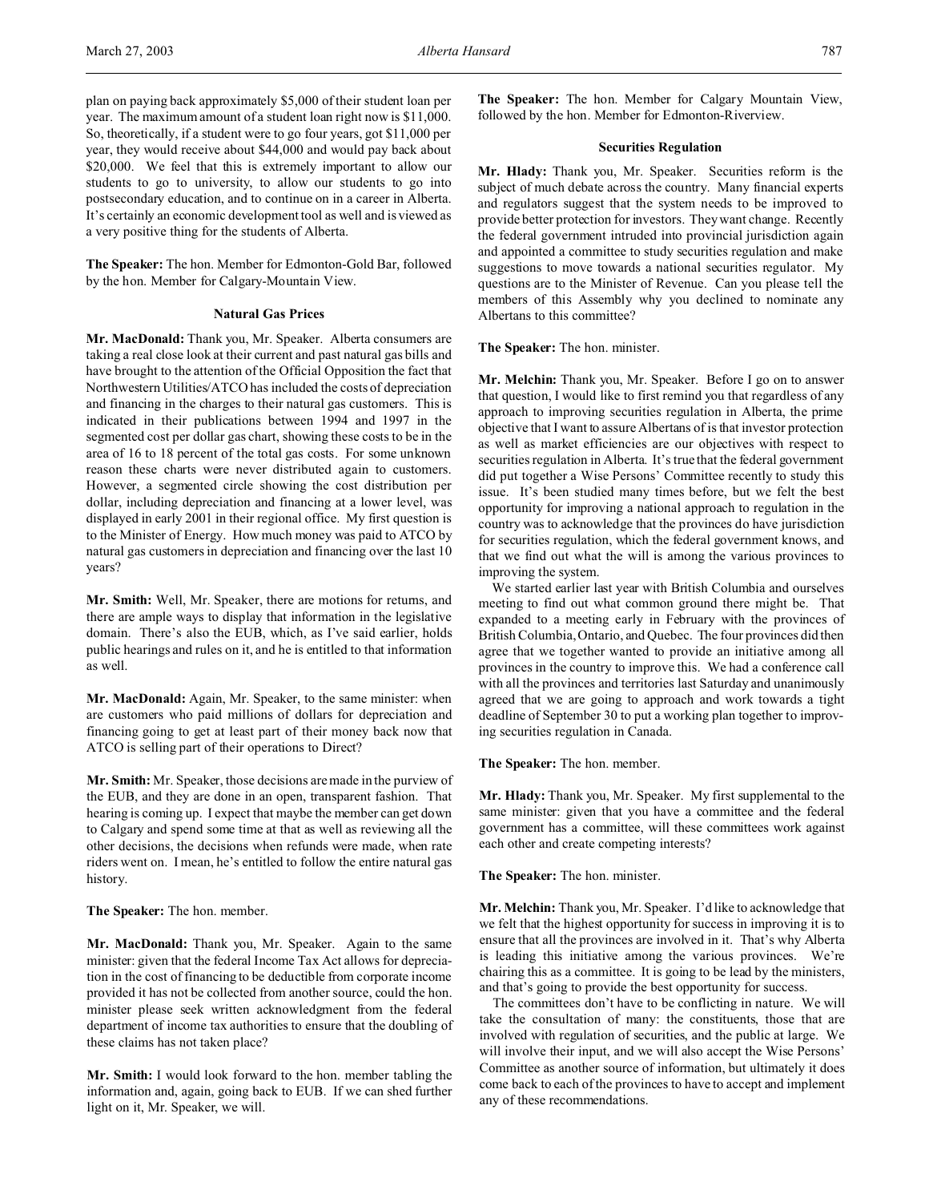plan on paying back approximately $5,000 of their student loan per year. The maximum amount of a student loan right now is $11,000. So, theoretically, if a student were to go four years, got $11,000 per year, they would receive about $44,000 and would pay back about $20,000. We feel that this is extremely important to allow our students to go to university, to allow our students to go into postsecondary education, and to continue on in a career in Alberta. It's certainly an economic development tool as well and is viewed as a very positive thing for the students of Alberta.

**The Speaker:** The hon. Member for Edmonton-Gold Bar, followed by the hon. Member for Calgary-Mountain View.

### Natural Gas Prices

**Mr. MacDonald:** Thank you, Mr. Speaker. Alberta consumers are taking a real close look at their current and past natural gas bills and have brought to the attention of the Official Opposition the fact that Northwestern Utilities/ATCO has included the costs of depreciation and financing in the charges to their natural gas customers. This is indicated in their publications between 1994 and 1997 in the segmented cost per dollar gas chart, showing these costs to be in the area of 16 to 18 percent of the total gas costs. For some unknown reason these charts were never distributed again to customers. However, a segmented circle showing the cost distribution per dollar, including depreciation and financing at a lower level, was displayed in early 2001 in their regional office. My first question is to the Minister of Energy. How much money was paid to ATCO by natural gas customers in depreciation and financing over the last 10 years?

**Mr. Smith:** Well, Mr. Speaker, there are motions for returns, and there are ample ways to display that information in the legislative domain. There's also the EUB, which, as I've said earlier, holds public hearings and rules on it, and he is entitled to that information as well.

**Mr. MacDonald:** Again, Mr. Speaker, to the same minister: when are customers who paid millions of dollars for depreciation and financing going to get at least part of their money back now that ATCO is selling part of their operations to Direct?

**Mr. Smith:** Mr. Speaker, those decisions are made in the purview of the EUB, and they are done in an open, transparent fashion. That hearing is coming up. I expect that maybe the member can get down to Calgary and spend some time at that as well as reviewing all the other decisions, the decisions when refunds were made, when rate riders went on. I mean, he's entitled to follow the entire natural gas history.

**The Speaker:** The hon. member.

**Mr. MacDonald:** Thank you, Mr. Speaker. Again to the same minister: given that the federal Income Tax Act allows for depreciation in the cost of financing to be deductible from corporate income provided it has not be collected from another source, could the hon. minister please seek written acknowledgment from the federal department of income tax authorities to ensure that the doubling of these claims has not taken place?

**Mr. Smith:** I would look forward to the hon. member tabling the information and, again, going back to EUB. If we can shed further light on it, Mr. Speaker, we will.

**The Speaker:** The hon. Member for Calgary Mountain View, followed by the hon. Member for Edmonton-Riverview.

### Securities Regulation

**Mr. Hlady:** Thank you, Mr. Speaker. Securities reform is the subject of much debate across the country. Many financial experts and regulators suggest that the system needs to be improved to provide better protection for investors. They want change. Recently the federal government intruded into provincial jurisdiction again and appointed a committee to study securities regulation and make suggestions to move towards a national securities regulator. My questions are to the Minister of Revenue. Can you please tell the members of this Assembly why you declined to nominate any Albertans to this committee?

**The Speaker:** The hon. minister.

**Mr. Melchin:** Thank you, Mr. Speaker. Before I go on to answer that question, I would like to first remind you that regardless of any approach to improving securities regulation in Alberta, the prime objective that I want to assure Albertans of is that investor protection as well as market efficiencies are our objectives with respect to securities regulation in Alberta. It's true that the federal government did put together a Wise Persons' Committee recently to study this issue. It's been studied many times before, but we felt the best opportunity for improving a national approach to regulation in the country was to acknowledge that the provinces do have jurisdiction for securities regulation, which the federal government knows, and that we find out what the will is among the various provinces to improving the system.

We started earlier last year with British Columbia and ourselves meeting to find out what common ground there might be. That expanded to a meeting early in February with the provinces of British Columbia, Ontario, and Quebec. The four provinces did then agree that we together wanted to provide an initiative among all provinces in the country to improve this. We had a conference call with all the provinces and territories last Saturday and unanimously agreed that we are going to approach and work towards a tight deadline of September 30 to put a working plan together to improving securities regulation in Canada.

**The Speaker:** The hon. member.

**Mr. Hlady:** Thank you, Mr. Speaker. My first supplemental to the same minister: given that you have a committee and the federal government has a committee, will these committees work against each other and create competing interests?

**The Speaker:** The hon. minister.

**Mr. Melchin:** Thank you, Mr. Speaker. I'd like to acknowledge that we felt that the highest opportunity for success in improving it is to ensure that all the provinces are involved in it. That's why Alberta is leading this initiative among the various provinces. We're chairing this as a committee. It is going to be lead by the ministers, and that's going to provide the best opportunity for success.

The committees don't have to be conflicting in nature. We will take the consultation of many: the constituents, those that are involved with regulation of securities, and the public at large. We will involve their input, and we will also accept the Wise Persons' Committee as another source of information, but ultimately it does come back to each of the provinces to have to accept and implement any of these recommendations.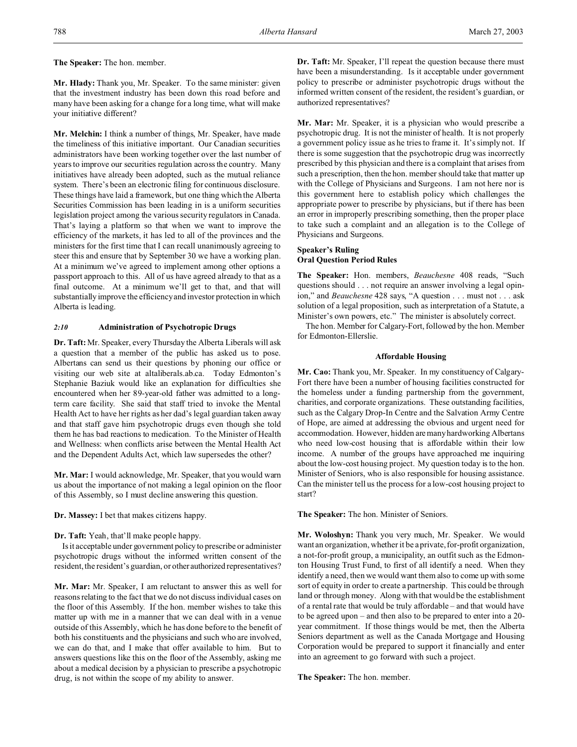**The Speaker:** The hon. member.

**Mr. Hlady:** Thank you, Mr. Speaker. To the same minister: given that the investment industry has been down this road before and many have been asking for a change for a long time, what will make your initiative different?

**Mr. Melchin:** I think a number of things, Mr. Speaker, have made the timeliness of this initiative important. Our Canadian securities administrators have been working together over the last number of years to improve our securities regulation across the country. Many initiatives have already been adopted, such as the mutual reliance system. There's been an electronic filing for continuous disclosure. These things have laid a framework, but one thing which the Alberta Securities Commission has been leading in is a uniform securities legislation project among the various security regulators in Canada. That's laying a platform so that when we want to improve the efficiency of the markets, it has led to all of the provinces and the ministers for the first time that I can recall unanimously agreeing to steer this and ensure that by September 30 we have a working plan. At a minimum we've agreed to implement among other options a passport approach to this. All of us have agreed already to that as a final outcome. At a minimum we'll get to that, and that will substantially improve the efficiency and investor protection in which Alberta is leading.

### *2:10* Administration of Psychotropic Drugs

**Dr. Taft:** Mr. Speaker, every Thursday the Alberta Liberals will ask a question that a member of the public has asked us to pose. Albertans can send us their questions by phoning our office or visiting our web site at altaliberals.ab.ca. Today Edmonton's Stephanie Baziuk would like an explanation for difficulties she encountered when her 89-year-old father was admitted to a long-term care facility. She said that staff tried to invoke the Mental Health Act to have her rights as her dad's legal guardian taken away and that staff gave him psychotropic drugs even though she told them he has bad reactions to medication. To the Minister of Health and Wellness: when conflicts arise between the Mental Health Act and the Dependent Adults Act, which law supersedes the other?

**Mr. Mar:** I would acknowledge, Mr. Speaker, that you would warn us about the importance of not making a legal opinion on the floor of this Assembly, so I must decline answering this question.

**Dr. Massey:** I bet that makes citizens happy.

**Dr. Taft:** Yeah, that'll make people happy.

Is it acceptable under government policy to prescribe or administer psychotropic drugs without the informed written consent of the resident, the resident's guardian, or other authorized representatives?

**Mr. Mar:** Mr. Speaker, I am reluctant to answer this as well for reasons relating to the fact that we do not discuss individual cases on the floor of this Assembly. If the hon. member wishes to take this matter up with me in a manner that we can deal with in a venue outside of this Assembly, which he has done before to the benefit of both his constituents and the physicians and such who are involved, we can do that, and I make that offer available to him. But to answers questions like this on the floor of the Assembly, asking me about a medical decision by a physician to prescribe a psychotropic drug, is not within the scope of my ability to answer.

**Dr. Taft:** Mr. Speaker, I'll repeat the question because there must have been a misunderstanding. Is it acceptable under government policy to prescribe or administer psychotropic drugs without the informed written consent of the resident, the resident's guardian, or authorized representatives?

**Mr. Mar:** Mr. Speaker, it is a physician who would prescribe a psychotropic drug. It is not the minister of health. It is not properly a government policy issue as he tries to frame it. It's simply not. If there is some suggestion that the psychotropic drug was incorrectly prescribed by this physician and there is a complaint that arises from such a prescription, then the hon. member should take that matter up with the College of Physicians and Surgeons. I am not here nor is this government here to establish policy which challenges the appropriate power to prescribe by physicians, but if there has been an error in improperly prescribing something, then the proper place to take such a complaint and an allegation is to the College of Physicians and Surgeons.

### Speaker's Ruling
### Oral Question Period Rules

**The Speaker:** Hon. members, *Beauchesne* 408 reads, "Such questions should . . . not require an answer involving a legal opinion," and *Beauchesne* 428 says, "A question . . . must not . . . ask solution of a legal proposition, such as interpretation of a Statute, a Minister's own powers, etc." The minister is absolutely correct.

The hon. Member for Calgary-Fort, followed by the hon. Member for Edmonton-Ellerslie.

### Affordable Housing

**Mr. Cao:** Thank you, Mr. Speaker. In my constituency of Calgary-Fort there have been a number of housing facilities constructed for the homeless under a funding partnership from the government, charities, and corporate organizations. These outstanding facilities, such as the Calgary Drop-In Centre and the Salvation Army Centre of Hope, are aimed at addressing the obvious and urgent need for accommodation. However, hidden are many hardworking Albertans who need low-cost housing that is affordable within their low income. A number of the groups have approached me inquiring about the low-cost housing project. My question today is to the hon. Minister of Seniors, who is also responsible for housing assistance. Can the minister tell us the process for a low-cost housing project to start?

**The Speaker:** The hon. Minister of Seniors.

**Mr. Woloshyn:** Thank you very much, Mr. Speaker. We would want an organization, whether it be a private, for-profit organization, a not-for-profit group, a municipality, an outfit such as the Edmonton Housing Trust Fund, to first of all identify a need. When they identify a need, then we would want them also to come up with some sort of equity in order to create a partnership. This could be through land or through money. Along with that would be the establishment of a rental rate that would be truly affordable – and that would have to be agreed upon – and then also to be prepared to enter into a 20-year commitment. If those things would be met, then the Alberta Seniors department as well as the Canada Mortgage and Housing Corporation would be prepared to support it financially and enter into an agreement to go forward with such a project.

**The Speaker:** The hon. member.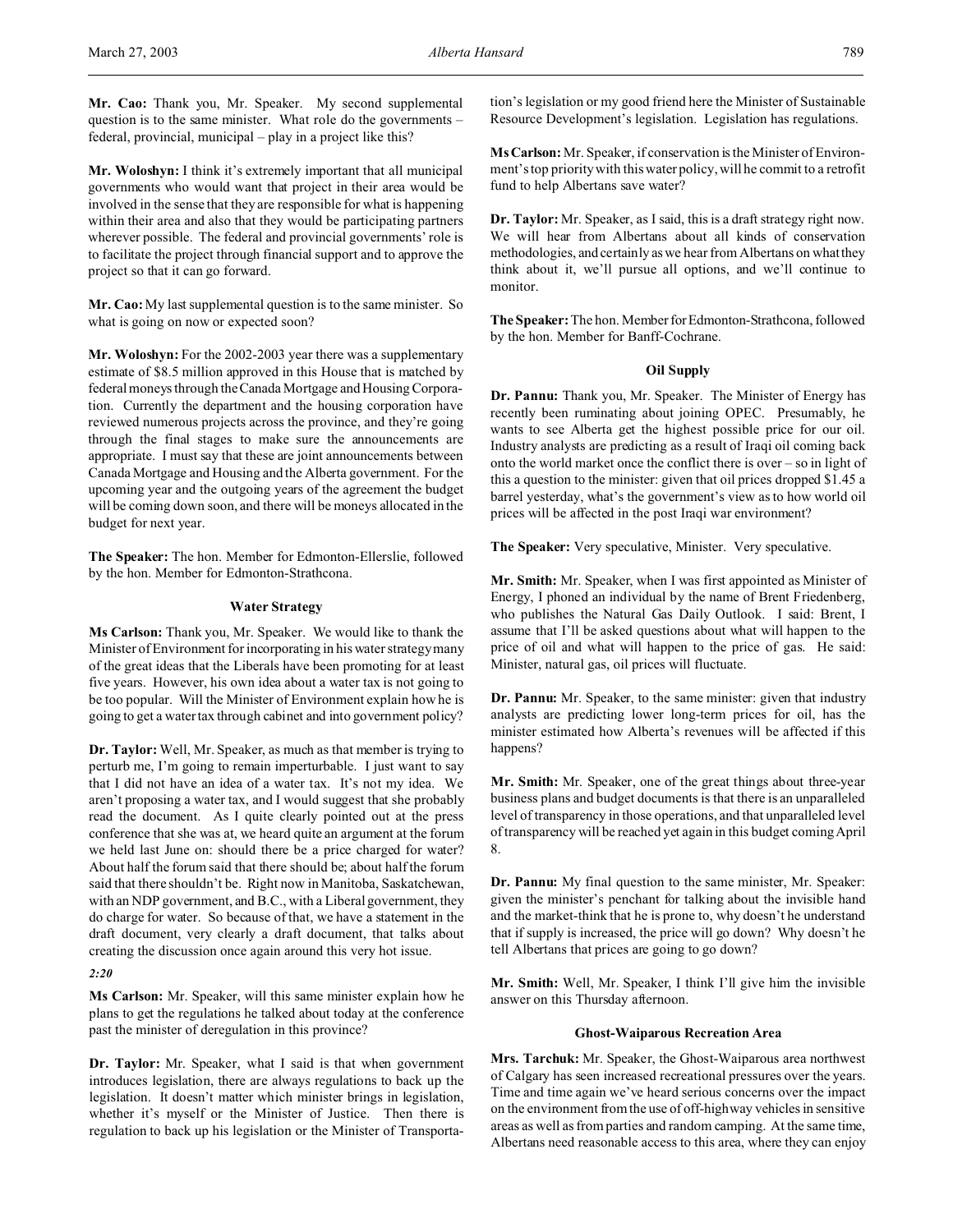**Mr. Cao:** Thank you, Mr. Speaker. My second supplemental question is to the same minister. What role do the governments – federal, provincial, municipal – play in a project like this?

**Mr. Woloshyn:** I think it's extremely important that all municipal governments who would want that project in their area would be involved in the sense that they are responsible for what is happening within their area and also that they would be participating partners wherever possible. The federal and provincial governments' role is to facilitate the project through financial support and to approve the project so that it can go forward.

**Mr. Cao:** My last supplemental question is to the same minister. So what is going on now or expected soon?

**Mr. Woloshyn:** For the 2002-2003 year there was a supplementary estimate of $8.5 million approved in this House that is matched by federal moneys through the Canada Mortgage and Housing Corporation. Currently the department and the housing corporation have reviewed numerous projects across the province, and they're going through the final stages to make sure the announcements are appropriate. I must say that these are joint announcements between Canada Mortgage and Housing and the Alberta government. For the upcoming year and the outgoing years of the agreement the budget will be coming down soon, and there will be moneys allocated in the budget for next year.

**The Speaker:** The hon. Member for Edmonton-Ellerslie, followed by the hon. Member for Edmonton-Strathcona.

### Water Strategy

**Ms Carlson:** Thank you, Mr. Speaker. We would like to thank the Minister of Environment for incorporating in his water strategy many of the great ideas that the Liberals have been promoting for at least five years. However, his own idea about a water tax is not going to be too popular. Will the Minister of Environment explain how he is going to get a water tax through cabinet and into government policy?

**Dr. Taylor:** Well, Mr. Speaker, as much as that member is trying to perturb me, I'm going to remain imperturbable. I just want to say that I did not have an idea of a water tax. It's not my idea. We aren't proposing a water tax, and I would suggest that she probably read the document. As I quite clearly pointed out at the press conference that she was at, we heard quite an argument at the forum we held last June on: should there be a price charged for water? About half the forum said that there should be; about half the forum said that there shouldn't be. Right now in Manitoba, Saskatchewan, with an NDP government, and B.C., with a Liberal government, they do charge for water. So because of that, we have a statement in the draft document, very clearly a draft document, that talks about creating the discussion once again around this very hot issue.

*2:20*

**Ms Carlson:** Mr. Speaker, will this same minister explain how he plans to get the regulations he talked about today at the conference past the minister of deregulation in this province?

**Dr. Taylor:** Mr. Speaker, what I said is that when government introduces legislation, there are always regulations to back up the legislation. It doesn't matter which minister brings in legislation, whether it's myself or the Minister of Justice. Then there is regulation to back up his legislation or the Minister of Transportation's legislation or my good friend here the Minister of Sustainable Resource Development's legislation. Legislation has regulations.

**Ms Carlson:** Mr. Speaker, if conservation is the Minister of Environment's top priority with this water policy, will he commit to a retrofit fund to help Albertans save water?

**Dr. Taylor:** Mr. Speaker, as I said, this is a draft strategy right now. We will hear from Albertans about all kinds of conservation methodologies, and certainly as we hear from Albertans on what they think about it, we'll pursue all options, and we'll continue to monitor.

**The Speaker:** The hon. Member for Edmonton-Strathcona, followed by the hon. Member for Banff-Cochrane.

### Oil Supply

**Dr. Pannu:** Thank you, Mr. Speaker. The Minister of Energy has recently been ruminating about joining OPEC. Presumably, he wants to see Alberta get the highest possible price for our oil. Industry analysts are predicting as a result of Iraqi oil coming back onto the world market once the conflict there is over – so in light of this a question to the minister: given that oil prices dropped $1.45 a barrel yesterday, what's the government's view as to how world oil prices will be affected in the post Iraqi war environment?

**The Speaker:** Very speculative, Minister. Very speculative.

**Mr. Smith:** Mr. Speaker, when I was first appointed as Minister of Energy, I phoned an individual by the name of Brent Friedenberg, who publishes the Natural Gas Daily Outlook. I said: Brent, I assume that I'll be asked questions about what will happen to the price of oil and what will happen to the price of gas. He said: Minister, natural gas, oil prices will fluctuate.

**Dr. Pannu:** Mr. Speaker, to the same minister: given that industry analysts are predicting lower long-term prices for oil, has the minister estimated how Alberta's revenues will be affected if this happens?

**Mr. Smith:** Mr. Speaker, one of the great things about three-year business plans and budget documents is that there is an unparalleled level of transparency in those operations, and that unparalleled level of transparency will be reached yet again in this budget coming April 8.

**Dr. Pannu:** My final question to the same minister, Mr. Speaker: given the minister's penchant for talking about the invisible hand and the market-think that he is prone to, why doesn't he understand that if supply is increased, the price will go down? Why doesn't he tell Albertans that prices are going to go down?

**Mr. Smith:** Well, Mr. Speaker, I think I'll give him the invisible answer on this Thursday afternoon.

### Ghost-Waiparous Recreation Area

**Mrs. Tarchuk:** Mr. Speaker, the Ghost-Waiparous area northwest of Calgary has seen increased recreational pressures over the years. Time and time again we've heard serious concerns over the impact on the environment from the use of off-highway vehicles in sensitive areas as well as from parties and random camping. At the same time, Albertans need reasonable access to this area, where they can enjoy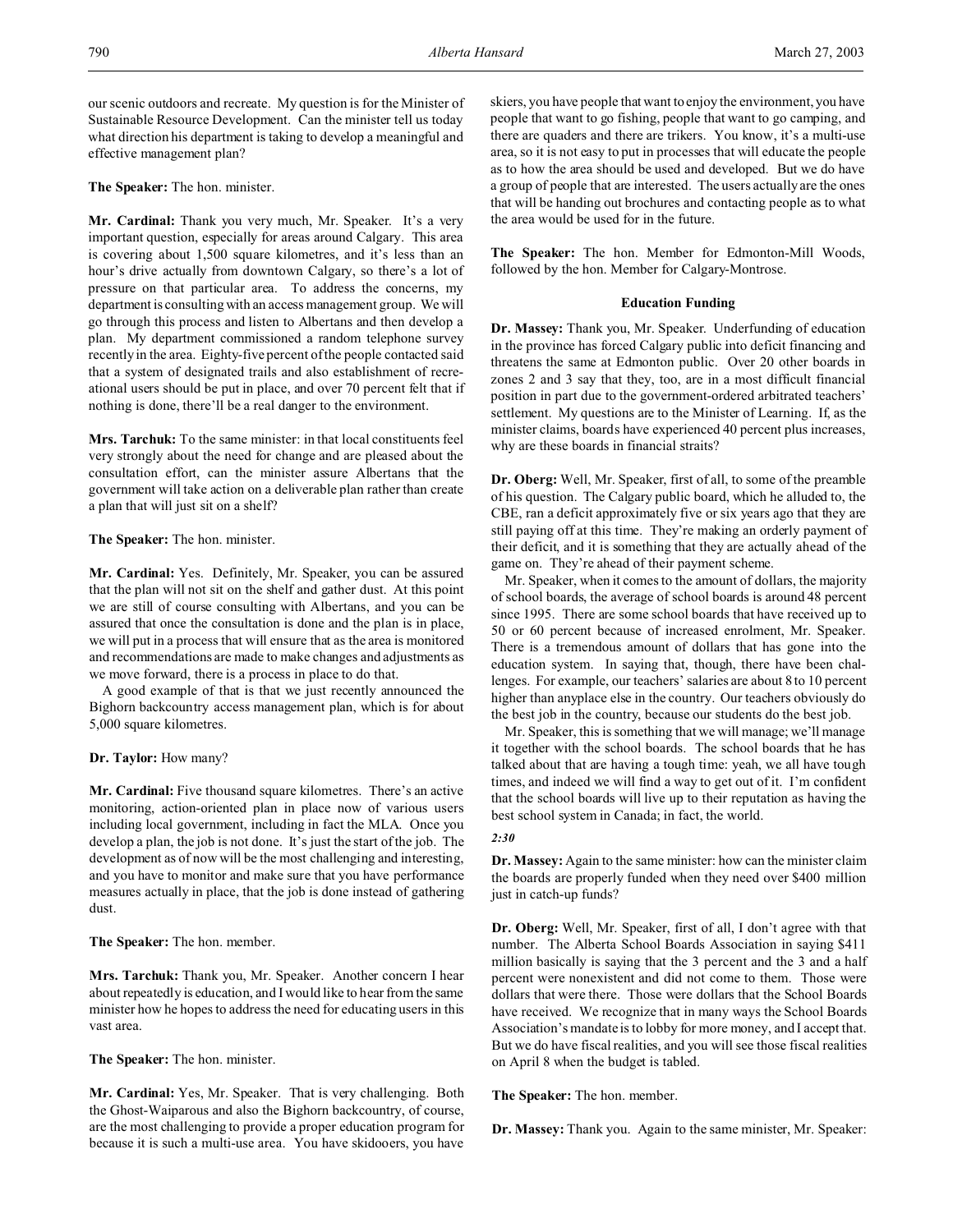our scenic outdoors and recreate. My question is for the Minister of Sustainable Resource Development. Can the minister tell us today what direction his department is taking to develop a meaningful and effective management plan?

**The Speaker:** The hon. minister.

**Mr. Cardinal:** Thank you very much, Mr. Speaker. It's a very important question, especially for areas around Calgary. This area is covering about 1,500 square kilometres, and it's less than an hour's drive actually from downtown Calgary, so there's a lot of pressure on that particular area. To address the concerns, my department is consulting with an access management group. We will go through this process and listen to Albertans and then develop a plan. My department commissioned a random telephone survey recently in the area. Eighty-five percent of the people contacted said that a system of designated trails and also establishment of recreational users should be put in place, and over 70 percent felt that if nothing is done, there'll be a real danger to the environment.

**Mrs. Tarchuk:** To the same minister: in that local constituents feel very strongly about the need for change and are pleased about the consultation effort, can the minister assure Albertans that the government will take action on a deliverable plan rather than create a plan that will just sit on a shelf?

**The Speaker:** The hon. minister.

**Mr. Cardinal:** Yes. Definitely, Mr. Speaker, you can be assured that the plan will not sit on the shelf and gather dust. At this point we are still of course consulting with Albertans, and you can be assured that once the consultation is done and the plan is in place, we will put in a process that will ensure that as the area is monitored and recommendations are made to make changes and adjustments as we move forward, there is a process in place to do that.

A good example of that is that we just recently announced the Bighorn backcountry access management plan, which is for about 5,000 square kilometres.

**Dr. Taylor:** How many?

**Mr. Cardinal:** Five thousand square kilometres. There's an active monitoring, action-oriented plan in place now of various users including local government, including in fact the MLA. Once you develop a plan, the job is not done. It's just the start of the job. The development as of now will be the most challenging and interesting, and you have to monitor and make sure that you have performance measures actually in place, that the job is done instead of gathering dust.

**The Speaker:** The hon. member.

**Mrs. Tarchuk:** Thank you, Mr. Speaker. Another concern I hear about repeatedly is education, and I would like to hear from the same minister how he hopes to address the need for educating users in this vast area.

**The Speaker:** The hon. minister.

**Mr. Cardinal:** Yes, Mr. Speaker. That is very challenging. Both the Ghost-Waiparous and also the Bighorn backcountry, of course, are the most challenging to provide a proper education program for because it is such a multi-use area. You have skidooers, you have skiers, you have people that want to enjoy the environment, you have people that want to go fishing, people that want to go camping, and there are quaders and there are trikers. You know, it's a multi-use area, so it is not easy to put in processes that will educate the people as to how the area should be used and developed. But we do have a group of people that are interested. The users actually are the ones that will be handing out brochures and contacting people as to what the area would be used for in the future.

**The Speaker:** The hon. Member for Edmonton-Mill Woods, followed by the hon. Member for Calgary-Montrose.

### Education Funding

**Dr. Massey:** Thank you, Mr. Speaker. Underfunding of education in the province has forced Calgary public into deficit financing and threatens the same at Edmonton public. Over 20 other boards in zones 2 and 3 say that they, too, are in a most difficult financial position in part due to the government-ordered arbitrated teachers' settlement. My questions are to the Minister of Learning. If, as the minister claims, boards have experienced 40 percent plus increases, why are these boards in financial straits?

**Dr. Oberg:** Well, Mr. Speaker, first of all, to some of the preamble of his question. The Calgary public board, which he alluded to, the CBE, ran a deficit approximately five or six years ago that they are still paying off at this time. They're making an orderly payment of their deficit, and it is something that they are actually ahead of the game on. They're ahead of their payment scheme.

Mr. Speaker, when it comes to the amount of dollars, the majority of school boards, the average of school boards is around 48 percent since 1995. There are some school boards that have received up to 50 or 60 percent because of increased enrolment, Mr. Speaker. There is a tremendous amount of dollars that has gone into the education system. In saying that, though, there have been challenges. For example, our teachers' salaries are about 8 to 10 percent higher than anyplace else in the country. Our teachers obviously do the best job in the country, because our students do the best job.

Mr. Speaker, this is something that we will manage; we'll manage it together with the school boards. The school boards that he has talked about that are having a tough time: yeah, we all have tough times, and indeed we will find a way to get out of it. I'm confident that the school boards will live up to their reputation as having the best school system in Canada; in fact, the world.

*2:30*

**Dr. Massey:** Again to the same minister: how can the minister claim the boards are properly funded when they need over $400 million just in catch-up funds?

**Dr. Oberg:** Well, Mr. Speaker, first of all, I don't agree with that number. The Alberta School Boards Association in saying $411 million basically is saying that the 3 percent and the 3 and a half percent were nonexistent and did not come to them. Those were dollars that were there. Those were dollars that the School Boards have received. We recognize that in many ways the School Boards Association's mandate is to lobby for more money, and I accept that. But we do have fiscal realities, and you will see those fiscal realities on April 8 when the budget is tabled.

**The Speaker:** The hon. member.

**Dr. Massey:** Thank you. Again to the same minister, Mr. Speaker: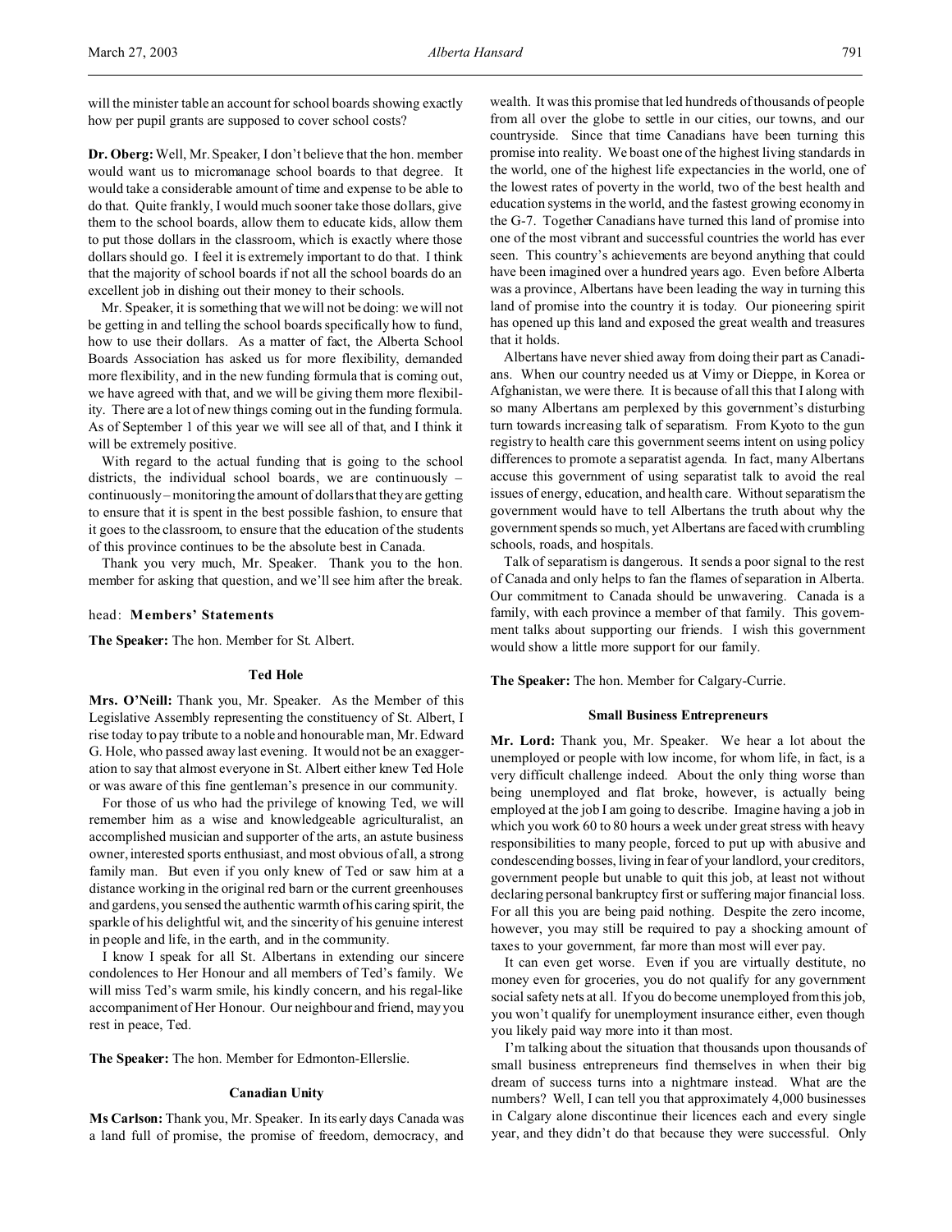will the minister table an account for school boards showing exactly how per pupil grants are supposed to cover school costs?

**Dr. Oberg:** Well, Mr. Speaker, I don't believe that the hon. member would want us to micromanage school boards to that degree. It would take a considerable amount of time and expense to be able to do that. Quite frankly, I would much sooner take those dollars, give them to the school boards, allow them to educate kids, allow them to put those dollars in the classroom, which is exactly where those dollars should go. I feel it is extremely important to do that. I think that the majority of school boards if not all the school boards do an excellent job in dishing out their money to their schools.

Mr. Speaker, it is something that we will not be doing: we will not be getting in and telling the school boards specifically how to fund, how to use their dollars. As a matter of fact, the Alberta School Boards Association has asked us for more flexibility, demanded more flexibility, and in the new funding formula that is coming out, we have agreed with that, and we will be giving them more flexibility. There are a lot of new things coming out in the funding formula. As of September 1 of this year we will see all of that, and I think it will be extremely positive.

With regard to the actual funding that is going to the school districts, the individual school boards, we are continuously – continuously – monitoring the amount of dollars that they are getting to ensure that it is spent in the best possible fashion, to ensure that it goes to the classroom, to ensure that the education of the students of this province continues to be the absolute best in Canada.

Thank you very much, Mr. Speaker. Thank you to the hon. member for asking that question, and we'll see him after the break.

head: **Members' Statements**

**The Speaker:** The hon. Member for St. Albert.

### Ted Hole

**Mrs. O'Neill:** Thank you, Mr. Speaker. As the Member of this Legislative Assembly representing the constituency of St. Albert, I rise today to pay tribute to a noble and honourable man, Mr. Edward G. Hole, who passed away last evening. It would not be an exaggeration to say that almost everyone in St. Albert either knew Ted Hole or was aware of this fine gentleman's presence in our community.

For those of us who had the privilege of knowing Ted, we will remember him as a wise and knowledgeable agriculturalist, an accomplished musician and supporter of the arts, an astute business owner, interested sports enthusiast, and most obvious of all, a strong family man. But even if you only knew of Ted or saw him at a distance working in the original red barn or the current greenhouses and gardens, you sensed the authentic warmth of his caring spirit, the sparkle of his delightful wit, and the sincerity of his genuine interest in people and life, in the earth, and in the community.

I know I speak for all St. Albertans in extending our sincere condolences to Her Honour and all members of Ted's family. We will miss Ted's warm smile, his kindly concern, and his regal-like accompaniment of Her Honour. Our neighbour and friend, may you rest in peace, Ted.

**The Speaker:** The hon. Member for Edmonton-Ellerslie.

### Canadian Unity

**Ms Carlson:** Thank you, Mr. Speaker. In its early days Canada was a land full of promise, the promise of freedom, democracy, and wealth. It was this promise that led hundreds of thousands of people from all over the globe to settle in our cities, our towns, and our countryside. Since that time Canadians have been turning this promise into reality. We boast one of the highest living standards in the world, one of the highest life expectancies in the world, one of the lowest rates of poverty in the world, two of the best health and education systems in the world, and the fastest growing economy in the G-7. Together Canadians have turned this land of promise into one of the most vibrant and successful countries the world has ever seen. This country's achievements are beyond anything that could have been imagined over a hundred years ago. Even before Alberta was a province, Albertans have been leading the way in turning this land of promise into the country it is today. Our pioneering spirit has opened up this land and exposed the great wealth and treasures that it holds.

Albertans have never shied away from doing their part as Canadians. When our country needed us at Vimy or Dieppe, in Korea or Afghanistan, we were there. It is because of all this that I along with so many Albertans am perplexed by this government's disturbing turn towards increasing talk of separatism. From Kyoto to the gun registry to health care this government seems intent on using policy differences to promote a separatist agenda. In fact, many Albertans accuse this government of using separatist talk to avoid the real issues of energy, education, and health care. Without separatism the government would have to tell Albertans the truth about why the government spends so much, yet Albertans are faced with crumbling schools, roads, and hospitals.

Talk of separatism is dangerous. It sends a poor signal to the rest of Canada and only helps to fan the flames of separation in Alberta. Our commitment to Canada should be unwavering. Canada is a family, with each province a member of that family. This government talks about supporting our friends. I wish this government would show a little more support for our family.

**The Speaker:** The hon. Member for Calgary-Currie.

### Small Business Entrepreneurs

**Mr. Lord:** Thank you, Mr. Speaker. We hear a lot about the unemployed or people with low income, for whom life, in fact, is a very difficult challenge indeed. About the only thing worse than being unemployed and flat broke, however, is actually being employed at the job I am going to describe. Imagine having a job in which you work 60 to 80 hours a week under great stress with heavy responsibilities to many people, forced to put up with abusive and condescending bosses, living in fear of your landlord, your creditors, government people but unable to quit this job, at least not without declaring personal bankruptcy first or suffering major financial loss. For all this you are being paid nothing. Despite the zero income, however, you may still be required to pay a shocking amount of taxes to your government, far more than most will ever pay.

It can even get worse. Even if you are virtually destitute, no money even for groceries, you do not qualify for any government social safety nets at all. If you do become unemployed from this job, you won't qualify for unemployment insurance either, even though you likely paid way more into it than most.

I'm talking about the situation that thousands upon thousands of small business entrepreneurs find themselves in when their big dream of success turns into a nightmare instead. What are the numbers? Well, I can tell you that approximately 4,000 businesses in Calgary alone discontinue their licences each and every single year, and they didn't do that because they were successful. Only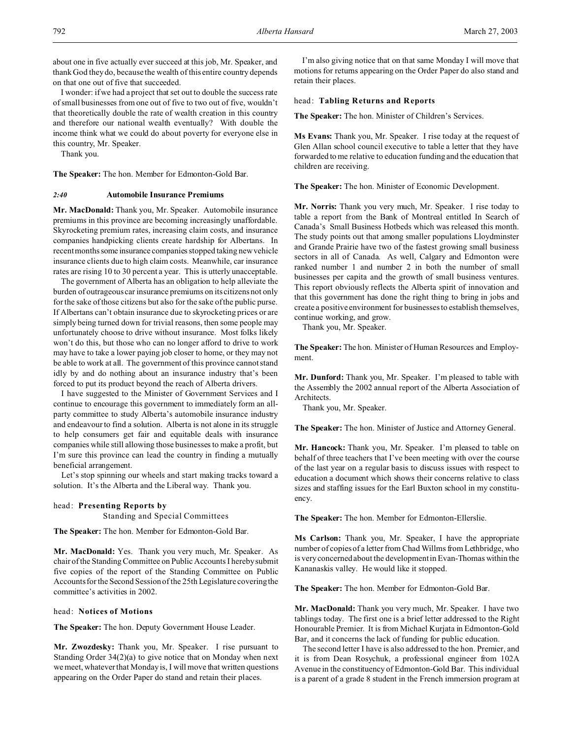about one in five actually ever succeed at this job, Mr. Speaker, and thank God they do, because the wealth of this entire country depends on that one out of five that succeeded.

I wonder: if we had a project that set out to double the success rate of small businesses from one out of five to two out of five, wouldn't that theoretically double the rate of wealth creation in this country and therefore our national wealth eventually? With double the income think what we could do about poverty for everyone else in this country, Mr. Speaker.

Thank you.

**The Speaker:** The hon. Member for Edmonton-Gold Bar.

### *2:40* Automobile Insurance Premiums

**Mr. MacDonald:** Thank you, Mr. Speaker. Automobile insurance premiums in this province are becoming increasingly unaffordable. Skyrocketing premium rates, increasing claim costs, and insurance companies handpicking clients create hardship for Albertans. In recent months some insurance companies stopped taking new vehicle insurance clients due to high claim costs. Meanwhile, car insurance rates are rising 10 to 30 percent a year. This is utterly unacceptable.

The government of Alberta has an obligation to help alleviate the burden of outrageous car insurance premiums on its citizens not only for the sake of those citizens but also for the sake of the public purse. If Albertans can't obtain insurance due to skyrocketing prices or are simply being turned down for trivial reasons, then some people may unfortunately choose to drive without insurance. Most folks likely won't do this, but those who can no longer afford to drive to work may have to take a lower paying job closer to home, or they may not be able to work at all. The government of this province cannot stand idly by and do nothing about an insurance industry that's been forced to put its product beyond the reach of Alberta drivers.

I have suggested to the Minister of Government Services and I continue to encourage this government to immediately form an all-party committee to study Alberta's automobile insurance industry and endeavour to find a solution. Alberta is not alone in its struggle to help consumers get fair and equitable deals with insurance companies while still allowing those businesses to make a profit, but I'm sure this province can lead the country in finding a mutually beneficial arrangement.

Let's stop spinning our wheels and start making tracks toward a solution. It's the Alberta and the Liberal way. Thank you.

## head: Presenting Reports by Standing and Special Committees

**The Speaker:** The hon. Member for Edmonton-Gold Bar.

**Mr. MacDonald:** Yes. Thank you very much, Mr. Speaker. As chair of the Standing Committee on Public Accounts I hereby submit five copies of the report of the Standing Committee on Public Accounts for the Second Session of the 25th Legislature covering the committee's activities in 2002.

## head: Notices of Motions

**The Speaker:** The hon. Deputy Government House Leader.

**Mr. Zwozdesky:** Thank you, Mr. Speaker. I rise pursuant to Standing Order 34(2)(a) to give notice that on Monday when next we meet, whatever that Monday is, I will move that written questions appearing on the Order Paper do stand and retain their places.

I'm also giving notice that on that same Monday I will move that motions for returns appearing on the Order Paper do also stand and retain their places.

## head: Tabling Returns and Reports

**The Speaker:** The hon. Minister of Children's Services.

**Ms Evans:** Thank you, Mr. Speaker. I rise today at the request of Glen Allan school council executive to table a letter that they have forwarded to me relative to education funding and the education that children are receiving.

**The Speaker:** The hon. Minister of Economic Development.

**Mr. Norris:** Thank you very much, Mr. Speaker. I rise today to table a report from the Bank of Montreal entitled In Search of Canada's Small Business Hotbeds which was released this month. The study points out that among smaller populations Lloydminster and Grande Prairie have two of the fastest growing small business sectors in all of Canada. As well, Calgary and Edmonton were ranked number 1 and number 2 in both the number of small businesses per capita and the growth of small business ventures. This report obviously reflects the Alberta spirit of innovation and that this government has done the right thing to bring in jobs and create a positive environment for businesses to establish themselves, continue working, and grow.

Thank you, Mr. Speaker.

**The Speaker:** The hon. Minister of Human Resources and Employment.

**Mr. Dunford:** Thank you, Mr. Speaker. I'm pleased to table with the Assembly the 2002 annual report of the Alberta Association of Architects.

Thank you, Mr. Speaker.

**The Speaker:** The hon. Minister of Justice and Attorney General.

**Mr. Hancock:** Thank you, Mr. Speaker. I'm pleased to table on behalf of three teachers that I've been meeting with over the course of the last year on a regular basis to discuss issues with respect to education a document which shows their concerns relative to class sizes and staffing issues for the Earl Buxton school in my constituency.

**The Speaker:** The hon. Member for Edmonton-Ellerslie.

**Ms Carlson:** Thank you, Mr. Speaker, I have the appropriate number of copies of a letter from Chad Willms from Lethbridge, who is very concerned about the development in Evan-Thomas within the Kananaskis valley. He would like it stopped.

**The Speaker:** The hon. Member for Edmonton-Gold Bar.

**Mr. MacDonald:** Thank you very much, Mr. Speaker. I have two tablings today. The first one is a brief letter addressed to the Right Honourable Premier. It is from Michael Kurjata in Edmonton-Gold Bar, and it concerns the lack of funding for public education.

The second letter I have is also addressed to the hon. Premier, and it is from Dean Rosychuk, a professional engineer from 102A Avenue in the constituency of Edmonton-Gold Bar. This individual is a parent of a grade 8 student in the French immersion program at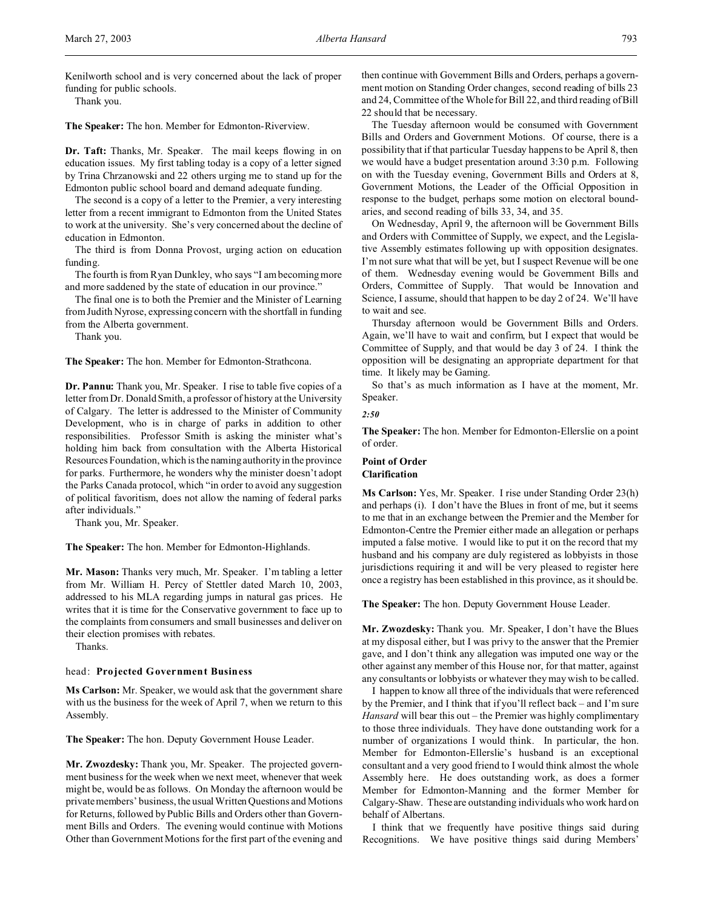Kenilworth school and is very concerned about the lack of proper funding for public schools.

Thank you.

**The Speaker:** The hon. Member for Edmonton-Riverview.

**Dr. Taft:** Thanks, Mr. Speaker. The mail keeps flowing in on education issues. My first tabling today is a copy of a letter signed by Trina Chrzanowski and 22 others urging me to stand up for the Edmonton public school board and demand adequate funding.

The second is a copy of a letter to the Premier, a very interesting letter from a recent immigrant to Edmonton from the United States to work at the university. She's very concerned about the decline of education in Edmonton.

The third is from Donna Provost, urging action on education funding.

The fourth is from Ryan Dunkley, who says "I am becoming more and more saddened by the state of education in our province."

The final one is to both the Premier and the Minister of Learning from Judith Nyrose, expressing concern with the shortfall in funding from the Alberta government.

Thank you.

**The Speaker:** The hon. Member for Edmonton-Strathcona.

**Dr. Pannu:** Thank you, Mr. Speaker. I rise to table five copies of a letter from Dr. Donald Smith, a professor of history at the University of Calgary. The letter is addressed to the Minister of Community Development, who is in charge of parks in addition to other responsibilities. Professor Smith is asking the minister what's holding him back from consultation with the Alberta Historical Resources Foundation, which is the naming authority in the province for parks. Furthermore, he wonders why the minister doesn't adopt the Parks Canada protocol, which "in order to avoid any suggestion of political favoritism, does not allow the naming of federal parks after individuals."

Thank you, Mr. Speaker.

**The Speaker:** The hon. Member for Edmonton-Highlands.

**Mr. Mason:** Thanks very much, Mr. Speaker. I'm tabling a letter from Mr. William H. Percy of Stettler dated March 10, 2003, addressed to his MLA regarding jumps in natural gas prices. He writes that it is time for the Conservative government to face up to the complaints from consumers and small businesses and deliver on their election promises with rebates.

Thanks.

head: **Projected Government Business**

**Ms Carlson:** Mr. Speaker, we would ask that the government share with us the business for the week of April 7, when we return to this Assembly.

**The Speaker:** The hon. Deputy Government House Leader.

**Mr. Zwozdesky:** Thank you, Mr. Speaker. The projected government business for the week when we next meet, whenever that week might be, would be as follows. On Monday the afternoon would be private members' business, the usual Written Questions and Motions for Returns, followed by Public Bills and Orders other than Government Bills and Orders. The evening would continue with Motions Other than Government Motions for the first part of the evening and then continue with Government Bills and Orders, perhaps a government motion on Standing Order changes, second reading of bills 23 and 24, Committee of the Whole for Bill 22, and third reading of Bill 22 should that be necessary.

The Tuesday afternoon would be consumed with Government Bills and Orders and Government Motions. Of course, there is a possibility that if that particular Tuesday happens to be April 8, then we would have a budget presentation around 3:30 p.m. Following on with the Tuesday evening, Government Bills and Orders at 8, Government Motions, the Leader of the Official Opposition in response to the budget, perhaps some motion on electoral boundaries, and second reading of bills 33, 34, and 35.

On Wednesday, April 9, the afternoon will be Government Bills and Orders with Committee of Supply, we expect, and the Legislative Assembly estimates following up with opposition designates. I'm not sure what that will be yet, but I suspect Revenue will be one of them. Wednesday evening would be Government Bills and Orders, Committee of Supply. That would be Innovation and Science, I assume, should that happen to be day 2 of 24. We'll have to wait and see.

Thursday afternoon would be Government Bills and Orders. Again, we'll have to wait and confirm, but I expect that would be Committee of Supply, and that would be day 3 of 24. I think the opposition will be designating an appropriate department for that time. It likely may be Gaming.

So that's as much information as I have at the moment, Mr. Speaker.

*2:50*

**The Speaker:** The hon. Member for Edmonton-Ellerslie on a point of order.

**Point of Order**
**Clarification**

**Ms Carlson:** Yes, Mr. Speaker. I rise under Standing Order 23(h) and perhaps (i). I don't have the Blues in front of me, but it seems to me that in an exchange between the Premier and the Member for Edmonton-Centre the Premier either made an allegation or perhaps imputed a false motive. I would like to put it on the record that my husband and his company are duly registered as lobbyists in those jurisdictions requiring it and will be very pleased to register here once a registry has been established in this province, as it should be.

**The Speaker:** The hon. Deputy Government House Leader.

**Mr. Zwozdesky:** Thank you. Mr. Speaker, I don't have the Blues at my disposal either, but I was privy to the answer that the Premier gave, and I don't think any allegation was imputed one way or the other against any member of this House nor, for that matter, against any consultants or lobbyists or whatever they may wish to be called.

I happen to know all three of the individuals that were referenced by the Premier, and I think that if you'll reflect back – and I'm sure *Hansard* will bear this out – the Premier was highly complimentary to those three individuals. They have done outstanding work for a number of organizations I would think. In particular, the hon. Member for Edmonton-Ellerslie's husband is an exceptional consultant and a very good friend to I would think almost the whole Assembly here. He does outstanding work, as does a former Member for Edmonton-Manning and the former Member for Calgary-Shaw. These are outstanding individuals who work hard on behalf of Albertans.

I think that we frequently have positive things said during Recognitions. We have positive things said during Members'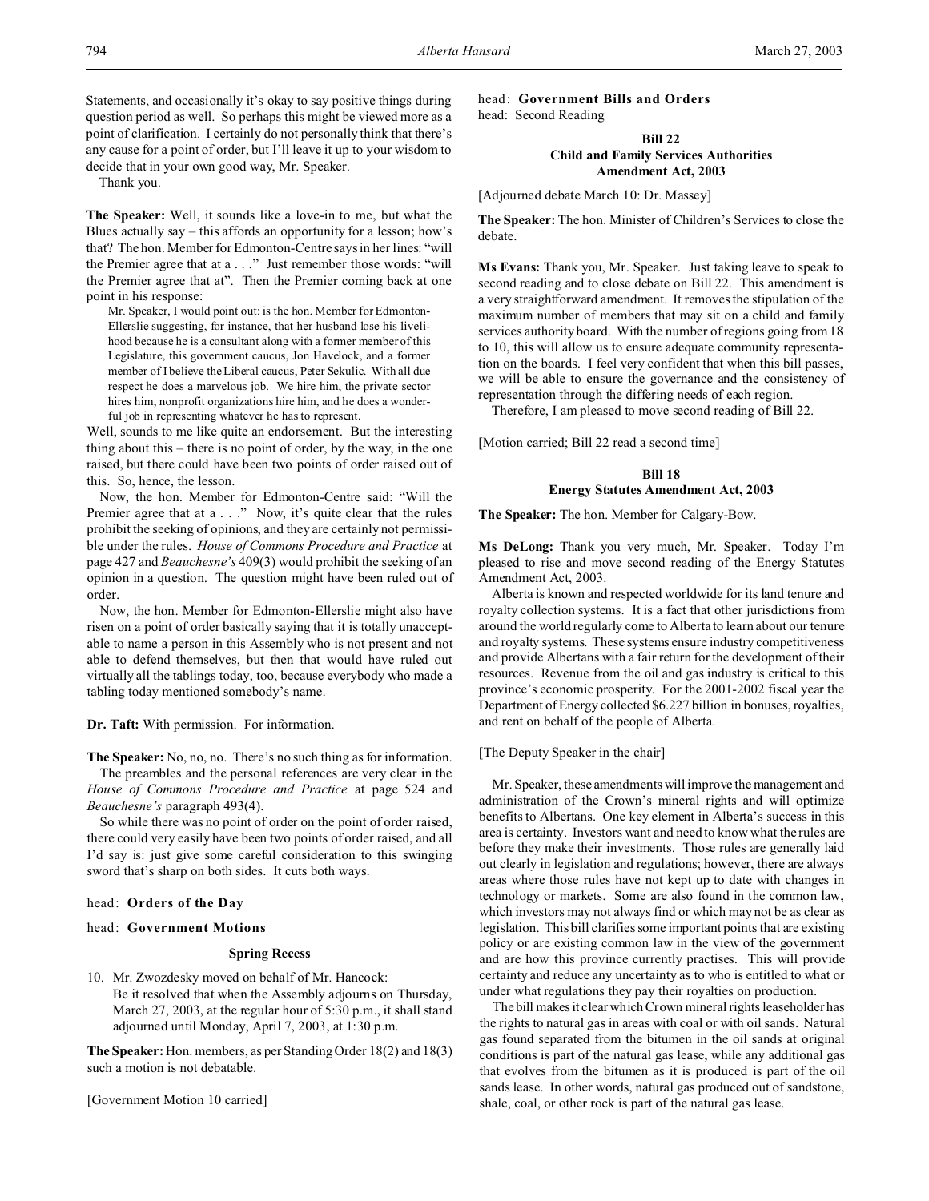Statements, and occasionally it's okay to say positive things during question period as well. So perhaps this might be viewed more as a point of clarification. I certainly do not personally think that there's any cause for a point of order, but I'll leave it up to your wisdom to decide that in your own good way, Mr. Speaker.

Thank you.

**The Speaker:** Well, it sounds like a love-in to me, but what the Blues actually say – this affords an opportunity for a lesson; how's that? The hon. Member for Edmonton-Centre says in her lines: "will the Premier agree that at a . . ." Just remember those words: "will the Premier agree that at". Then the Premier coming back at one point in his response:

> Mr. Speaker, I would point out: is the hon. Member for Edmonton-Ellerslie suggesting, for instance, that her husband lose his livelihood because he is a consultant along with a former member of this Legislature, this government caucus, Jon Havelock, and a former member of I believe the Liberal caucus, Peter Sekulic. With all due respect he does a marvelous job. We hire him, the private sector hires him, nonprofit organizations hire him, and he does a wonderful job in representing whatever he has to represent.

Well, sounds to me like quite an endorsement. But the interesting thing about this – there is no point of order, by the way, in the one raised, but there could have been two points of order raised out of this. So, hence, the lesson.

Now, the hon. Member for Edmonton-Centre said: "Will the Premier agree that at a . . ." Now, it's quite clear that the rules prohibit the seeking of opinions, and they are certainly not permissible under the rules. *House of Commons Procedure and Practice* at page 427 and *Beauchesne's* 409(3) would prohibit the seeking of an opinion in a question. The question might have been ruled out of order.

Now, the hon. Member for Edmonton-Ellerslie might also have risen on a point of order basically saying that it is totally unacceptable to name a person in this Assembly who is not present and not able to defend themselves, but then that would have ruled out virtually all the tablings today, too, because everybody who made a tabling today mentioned somebody's name.

**Dr. Taft:** With permission. For information.

**The Speaker:** No, no, no. There's no such thing as for information.

The preambles and the personal references are very clear in the *House of Commons Procedure and Practice* at page 524 and *Beauchesne's* paragraph 493(4).

So while there was no point of order on the point of order raised, there could very easily have been two points of order raised, and all I'd say is: just give some careful consideration to this swinging sword that's sharp on both sides. It cuts both ways.

head: **Orders of the Day**

head: **Government Motions**

### Spring Recess

10. Mr. Zwozdesky moved on behalf of Mr. Hancock:
Be it resolved that when the Assembly adjourns on Thursday, March 27, 2003, at the regular hour of 5:30 p.m., it shall stand adjourned until Monday, April 7, 2003, at 1:30 p.m.

**The Speaker:** Hon. members, as per Standing Order 18(2) and 18(3) such a motion is not debatable.

[Government Motion 10 carried]

head: **Government Bills and Orders**

head: Second Reading

### Bill 22
### Child and Family Services Authorities Amendment Act, 2003

[Adjourned debate March 10: Dr. Massey]

**The Speaker:** The hon. Minister of Children's Services to close the debate.

**Ms Evans:** Thank you, Mr. Speaker. Just taking leave to speak to second reading and to close debate on Bill 22. This amendment is a very straightforward amendment. It removes the stipulation of the maximum number of members that may sit on a child and family services authority board. With the number of regions going from 18 to 10, this will allow us to ensure adequate community representation on the boards. I feel very confident that when this bill passes, we will be able to ensure the governance and the consistency of representation through the differing needs of each region.

Therefore, I am pleased to move second reading of Bill 22.

[Motion carried; Bill 22 read a second time]

### Bill 18
### Energy Statutes Amendment Act, 2003

**The Speaker:** The hon. Member for Calgary-Bow.

**Ms DeLong:** Thank you very much, Mr. Speaker. Today I'm pleased to rise and move second reading of the Energy Statutes Amendment Act, 2003.

Alberta is known and respected worldwide for its land tenure and royalty collection systems. It is a fact that other jurisdictions from around the world regularly come to Alberta to learn about our tenure and royalty systems. These systems ensure industry competitiveness and provide Albertans with a fair return for the development of their resources. Revenue from the oil and gas industry is critical to this province's economic prosperity. For the 2001-2002 fiscal year the Department of Energy collected $6.227 billion in bonuses, royalties, and rent on behalf of the people of Alberta.

[The Deputy Speaker in the chair]

Mr. Speaker, these amendments will improve the management and administration of the Crown's mineral rights and will optimize benefits to Albertans. One key element in Alberta's success in this area is certainty. Investors want and need to know what the rules are before they make their investments. Those rules are generally laid out clearly in legislation and regulations; however, there are always areas where those rules have not kept up to date with changes in technology or markets. Some are also found in the common law, which investors may not always find or which may not be as clear as legislation. This bill clarifies some important points that are existing policy or are existing common law in the view of the government and are how this province currently practises. This will provide certainty and reduce any uncertainty as to who is entitled to what or under what regulations they pay their royalties on production.

The bill makes it clear which Crown mineral rights leaseholder has the rights to natural gas in areas with coal or with oil sands. Natural gas found separated from the bitumen in the oil sands at original conditions is part of the natural gas lease, while any additional gas that evolves from the bitumen as it is produced is part of the oil sands lease. In other words, natural gas produced out of sandstone, shale, coal, or other rock is part of the natural gas lease.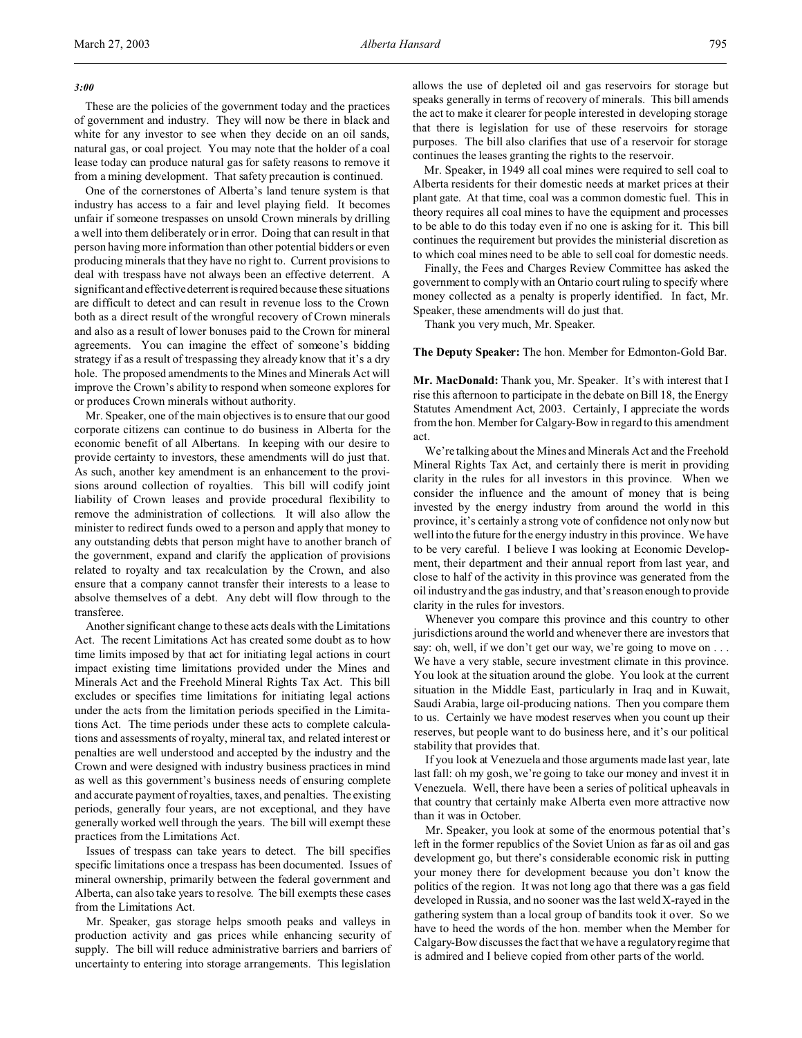*3:00*

These are the policies of the government today and the practices of government and industry. They will now be there in black and white for any investor to see when they decide on an oil sands, natural gas, or coal project. You may note that the holder of a coal lease today can produce natural gas for safety reasons to remove it from a mining development. That safety precaution is continued.

One of the cornerstones of Alberta's land tenure system is that industry has access to a fair and level playing field. It becomes unfair if someone trespasses on unsold Crown minerals by drilling a well into them deliberately or in error. Doing that can result in that person having more information than other potential bidders or even producing minerals that they have no right to. Current provisions to deal with trespass have not always been an effective deterrent. A significant and effective deterrent is required because these situations are difficult to detect and can result in revenue loss to the Crown both as a direct result of the wrongful recovery of Crown minerals and also as a result of lower bonuses paid to the Crown for mineral agreements. You can imagine the effect of someone's bidding strategy if as a result of trespassing they already know that it's a dry hole. The proposed amendments to the Mines and Minerals Act will improve the Crown's ability to respond when someone explores for or produces Crown minerals without authority.

Mr. Speaker, one of the main objectives is to ensure that our good corporate citizens can continue to do business in Alberta for the economic benefit of all Albertans. In keeping with our desire to provide certainty to investors, these amendments will do just that. As such, another key amendment is an enhancement to the provisions around collection of royalties. This bill will codify joint liability of Crown leases and provide procedural flexibility to remove the administration of collections. It will also allow the minister to redirect funds owed to a person and apply that money to any outstanding debts that person might have to another branch of the government, expand and clarify the application of provisions related to royalty and tax recalculation by the Crown, and also ensure that a company cannot transfer their interests to a lease to absolve themselves of a debt. Any debt will flow through to the transferee.

Another significant change to these acts deals with the Limitations Act. The recent Limitations Act has created some doubt as to how time limits imposed by that act for initiating legal actions in court impact existing time limitations provided under the Mines and Minerals Act and the Freehold Mineral Rights Tax Act. This bill excludes or specifies time limitations for initiating legal actions under the acts from the limitation periods specified in the Limitations Act. The time periods under these acts to complete calculations and assessments of royalty, mineral tax, and related interest or penalties are well understood and accepted by the industry and the Crown and were designed with industry business practices in mind as well as this government's business needs of ensuring complete and accurate payment of royalties, taxes, and penalties. The existing periods, generally four years, are not exceptional, and they have generally worked well through the years. The bill will exempt these practices from the Limitations Act.

Issues of trespass can take years to detect. The bill specifies specific limitations once a trespass has been documented. Issues of mineral ownership, primarily between the federal government and Alberta, can also take years to resolve. The bill exempts these cases from the Limitations Act.

Mr. Speaker, gas storage helps smooth peaks and valleys in production activity and gas prices while enhancing security of supply. The bill will reduce administrative barriers and barriers of uncertainty to entering into storage arrangements. This legislation allows the use of depleted oil and gas reservoirs for storage but speaks generally in terms of recovery of minerals. This bill amends the act to make it clearer for people interested in developing storage that there is legislation for use of these reservoirs for storage purposes. The bill also clarifies that use of a reservoir for storage continues the leases granting the rights to the reservoir.

Mr. Speaker, in 1949 all coal mines were required to sell coal to Alberta residents for their domestic needs at market prices at their plant gate. At that time, coal was a common domestic fuel. This in theory requires all coal mines to have the equipment and processes to be able to do this today even if no one is asking for it. This bill continues the requirement but provides the ministerial discretion as to which coal mines need to be able to sell coal for domestic needs.

Finally, the Fees and Charges Review Committee has asked the government to comply with an Ontario court ruling to specify where money collected as a penalty is properly identified. In fact, Mr. Speaker, these amendments will do just that.

Thank you very much, Mr. Speaker.

**The Deputy Speaker:** The hon. Member for Edmonton-Gold Bar.

**Mr. MacDonald:** Thank you, Mr. Speaker. It's with interest that I rise this afternoon to participate in the debate on Bill 18, the Energy Statutes Amendment Act, 2003. Certainly, I appreciate the words from the hon. Member for Calgary-Bow in regard to this amendment act.

We're talking about the Mines and Minerals Act and the Freehold Mineral Rights Tax Act, and certainly there is merit in providing clarity in the rules for all investors in this province. When we consider the influence and the amount of money that is being invested by the energy industry from around the world in this province, it's certainly a strong vote of confidence not only now but well into the future for the energy industry in this province. We have to be very careful. I believe I was looking at Economic Development, their department and their annual report from last year, and close to half of the activity in this province was generated from the oil industry and the gas industry, and that's reason enough to provide clarity in the rules for investors.

Whenever you compare this province and this country to other jurisdictions around the world and whenever there are investors that say: oh, well, if we don't get our way, we're going to move on . . . We have a very stable, secure investment climate in this province. You look at the situation around the globe. You look at the current situation in the Middle East, particularly in Iraq and in Kuwait, Saudi Arabia, large oil-producing nations. Then you compare them to us. Certainly we have modest reserves when you count up their reserves, but people want to do business here, and it's our political stability that provides that.

If you look at Venezuela and those arguments made last year, late fall: oh my gosh, we're going to take our money and invest it in Venezuela. Well, there have been a series of political upheavals in that country that certainly make Alberta even more attractive now than it was in October.

Mr. Speaker, you look at some of the enormous potential that's left in the former republics of the Soviet Union as far as oil and gas development go, but there's considerable economic risk in putting your money there for development because you don't know the politics of the region. It was not long ago that there was a gas field developed in Russia, and no sooner was the last weld X-rayed in the gathering system than a local group of bandits took it over. So we have to heed the words of the hon. member when the Member for Calgary-Bow discusses the fact that we have a regulatory regime that is admired and I believe copied from other parts of the world.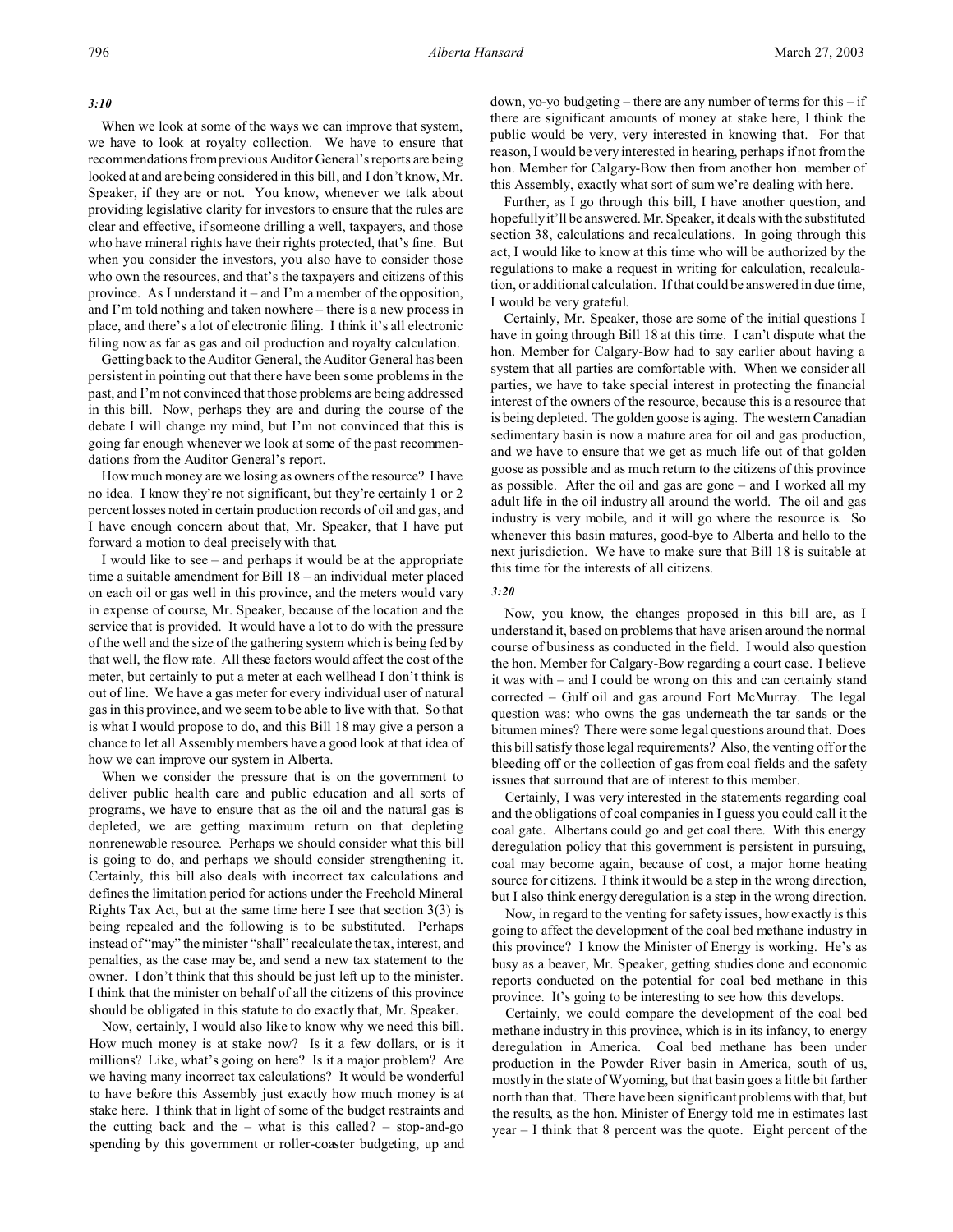*3:10*

When we look at some of the ways we can improve that system, we have to look at royalty collection. We have to ensure that recommendations from previous Auditor General's reports are being looked at and are being considered in this bill, and I don't know, Mr. Speaker, if they are or not. You know, whenever we talk about providing legislative clarity for investors to ensure that the rules are clear and effective, if someone drilling a well, taxpayers, and those who have mineral rights have their rights protected, that's fine. But when you consider the investors, you also have to consider those who own the resources, and that's the taxpayers and citizens of this province. As I understand it – and I'm a member of the opposition, and I'm told nothing and taken nowhere – there is a new process in place, and there's a lot of electronic filing. I think it's all electronic filing now as far as gas and oil production and royalty calculation.

Getting back to the Auditor General, the Auditor General has been persistent in pointing out that there have been some problems in the past, and I'm not convinced that those problems are being addressed in this bill. Now, perhaps they are and during the course of the debate I will change my mind, but I'm not convinced that this is going far enough whenever we look at some of the past recommendations from the Auditor General's report.

How much money are we losing as owners of the resource? I have no idea. I know they're not significant, but they're certainly 1 or 2 percent losses noted in certain production records of oil and gas, and I have enough concern about that, Mr. Speaker, that I have put forward a motion to deal precisely with that.

I would like to see – and perhaps it would be at the appropriate time a suitable amendment for Bill 18 – an individual meter placed on each oil or gas well in this province, and the meters would vary in expense of course, Mr. Speaker, because of the location and the service that is provided. It would have a lot to do with the pressure of the well and the size of the gathering system which is being fed by that well, the flow rate. All these factors would affect the cost of the meter, but certainly to put a meter at each wellhead I don't think is out of line. We have a gas meter for every individual user of natural gas in this province, and we seem to be able to live with that. So that is what I would propose to do, and this Bill 18 may give a person a chance to let all Assembly members have a good look at that idea of how we can improve our system in Alberta.

When we consider the pressure that is on the government to deliver public health care and public education and all sorts of programs, we have to ensure that as the oil and the natural gas is depleted, we are getting maximum return on that depleting nonrenewable resource. Perhaps we should consider what this bill is going to do, and perhaps we should consider strengthening it. Certainly, this bill also deals with incorrect tax calculations and defines the limitation period for actions under the Freehold Mineral Rights Tax Act, but at the same time here I see that section 3(3) is being repealed and the following is to be substituted. Perhaps instead of "may" the minister "shall" recalculate the tax, interest, and penalties, as the case may be, and send a new tax statement to the owner. I don't think that this should be just left up to the minister. I think that the minister on behalf of all the citizens of this province should be obligated in this statute to do exactly that, Mr. Speaker.

Now, certainly, I would also like to know why we need this bill. How much money is at stake now? Is it a few dollars, or is it millions? Like, what's going on here? Is it a major problem? Are we having many incorrect tax calculations? It would be wonderful to have before this Assembly just exactly how much money is at stake here. I think that in light of some of the budget restraints and the cutting back and the – what is this called? – stop-and-go spending by this government or roller-coaster budgeting, up and down, yo-yo budgeting – there are any number of terms for this – if there are significant amounts of money at stake here, I think the public would be very, very interested in knowing that. For that reason, I would be very interested in hearing, perhaps if not from the hon. Member for Calgary-Bow then from another hon. member of this Assembly, exactly what sort of sum we're dealing with here.

Further, as I go through this bill, I have another question, and hopefully it'll be answered. Mr. Speaker, it deals with the substituted section 38, calculations and recalculations. In going through this act, I would like to know at this time who will be authorized by the regulations to make a request in writing for calculation, recalculation, or additional calculation. If that could be answered in due time, I would be very grateful.

Certainly, Mr. Speaker, those are some of the initial questions I have in going through Bill 18 at this time. I can't dispute what the hon. Member for Calgary-Bow had to say earlier about having a system that all parties are comfortable with. When we consider all parties, we have to take special interest in protecting the financial interest of the owners of the resource, because this is a resource that is being depleted. The golden goose is aging. The western Canadian sedimentary basin is now a mature area for oil and gas production, and we have to ensure that we get as much life out of that golden goose as possible and as much return to the citizens of this province as possible. After the oil and gas are gone – and I worked all my adult life in the oil industry all around the world. The oil and gas industry is very mobile, and it will go where the resource is. So whenever this basin matures, good-bye to Alberta and hello to the next jurisdiction. We have to make sure that Bill 18 is suitable at this time for the interests of all citizens.

*3:20*

Now, you know, the changes proposed in this bill are, as I understand it, based on problems that have arisen around the normal course of business as conducted in the field. I would also question the hon. Member for Calgary-Bow regarding a court case. I believe it was with – and I could be wrong on this and can certainly stand corrected – Gulf oil and gas around Fort McMurray. The legal question was: who owns the gas underneath the tar sands or the bitumen mines? There were some legal questions around that. Does this bill satisfy those legal requirements? Also, the venting off or the bleeding off or the collection of gas from coal fields and the safety issues that surround that are of interest to this member.

Certainly, I was very interested in the statements regarding coal and the obligations of coal companies in I guess you could call it the coal gate. Albertans could go and get coal there. With this energy deregulation policy that this government is persistent in pursuing, coal may become again, because of cost, a major home heating source for citizens. I think it would be a step in the wrong direction, but I also think energy deregulation is a step in the wrong direction.

Now, in regard to the venting for safety issues, how exactly is this going to affect the development of the coal bed methane industry in this province? I know the Minister of Energy is working. He's as busy as a beaver, Mr. Speaker, getting studies done and economic reports conducted on the potential for coal bed methane in this province. It's going to be interesting to see how this develops.

Certainly, we could compare the development of the coal bed methane industry in this province, which is in its infancy, to energy deregulation in America. Coal bed methane has been under production in the Powder River basin in America, south of us, mostly in the state of Wyoming, but that basin goes a little bit farther north than that. There have been significant problems with that, but the results, as the hon. Minister of Energy told me in estimates last year – I think that 8 percent was the quote. Eight percent of the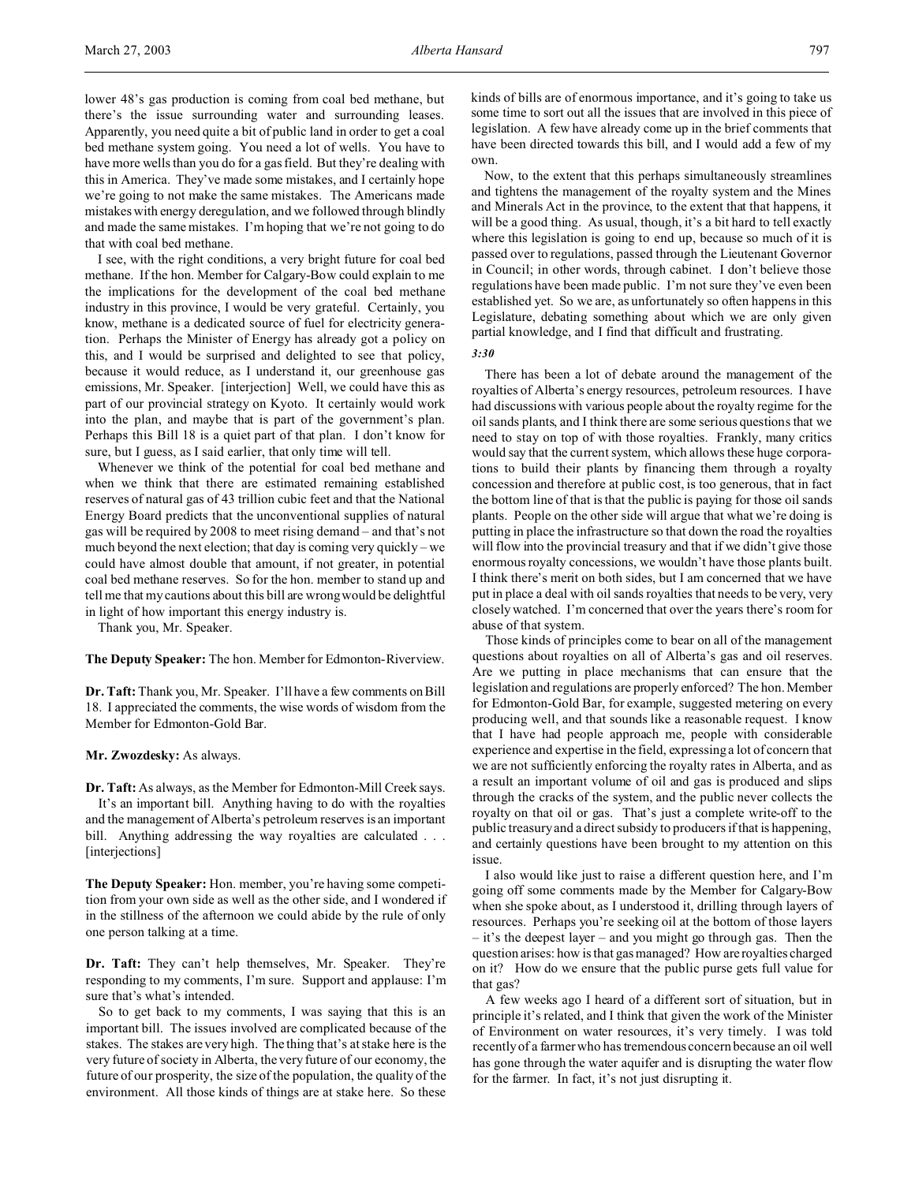lower 48's gas production is coming from coal bed methane, but there's the issue surrounding water and surrounding leases. Apparently, you need quite a bit of public land in order to get a coal bed methane system going. You need a lot of wells. You have to have more wells than you do for a gas field. But they're dealing with this in America. They've made some mistakes, and I certainly hope we're going to not make the same mistakes. The Americans made mistakes with energy deregulation, and we followed through blindly and made the same mistakes. I'm hoping that we're not going to do that with coal bed methane.

I see, with the right conditions, a very bright future for coal bed methane. If the hon. Member for Calgary-Bow could explain to me the implications for the development of the coal bed methane industry in this province, I would be very grateful. Certainly, you know, methane is a dedicated source of fuel for electricity generation. Perhaps the Minister of Energy has already got a policy on this, and I would be surprised and delighted to see that policy, because it would reduce, as I understand it, our greenhouse gas emissions, Mr. Speaker. [interjection] Well, we could have this as part of our provincial strategy on Kyoto. It certainly would work into the plan, and maybe that is part of the government's plan. Perhaps this Bill 18 is a quiet part of that plan. I don't know for sure, but I guess, as I said earlier, that only time will tell.

Whenever we think of the potential for coal bed methane and when we think that there are estimated remaining established reserves of natural gas of 43 trillion cubic feet and that the National Energy Board predicts that the unconventional supplies of natural gas will be required by 2008 to meet rising demand – and that's not much beyond the next election; that day is coming very quickly – we could have almost double that amount, if not greater, in potential coal bed methane reserves. So for the hon. member to stand up and tell me that my cautions about this bill are wrong would be delightful in light of how important this energy industry is.

Thank you, Mr. Speaker.

**The Deputy Speaker:** The hon. Member for Edmonton-Riverview.

**Dr. Taft:** Thank you, Mr. Speaker. I'll have a few comments on Bill 18. I appreciated the comments, the wise words of wisdom from the Member for Edmonton-Gold Bar.

**Mr. Zwozdesky:** As always.

**Dr. Taft:** As always, as the Member for Edmonton-Mill Creek says.

It's an important bill. Anything having to do with the royalties and the management of Alberta's petroleum reserves is an important bill. Anything addressing the way royalties are calculated . . . [interjections]

**The Deputy Speaker:** Hon. member, you're having some competition from your own side as well as the other side, and I wondered if in the stillness of the afternoon we could abide by the rule of only one person talking at a time.

**Dr. Taft:** They can't help themselves, Mr. Speaker. They're responding to my comments, I'm sure. Support and applause: I'm sure that's what's intended.

So to get back to my comments, I was saying that this is an important bill. The issues involved are complicated because of the stakes. The stakes are very high. The thing that's at stake here is the very future of society in Alberta, the very future of our economy, the future of our prosperity, the size of the population, the quality of the environment. All those kinds of things are at stake here. So these kinds of bills are of enormous importance, and it's going to take us some time to sort out all the issues that are involved in this piece of legislation. A few have already come up in the brief comments that have been directed towards this bill, and I would add a few of my own.

Now, to the extent that this perhaps simultaneously streamlines and tightens the management of the royalty system and the Mines and Minerals Act in the province, to the extent that that happens, it will be a good thing. As usual, though, it's a bit hard to tell exactly where this legislation is going to end up, because so much of it is passed over to regulations, passed through the Lieutenant Governor in Council; in other words, through cabinet. I don't believe those regulations have been made public. I'm not sure they've even been established yet. So we are, as unfortunately so often happens in this Legislature, debating something about which we are only given partial knowledge, and I find that difficult and frustrating.

*3:30*

There has been a lot of debate around the management of the royalties of Alberta's energy resources, petroleum resources. I have had discussions with various people about the royalty regime for the oil sands plants, and I think there are some serious questions that we need to stay on top of with those royalties. Frankly, many critics would say that the current system, which allows these huge corporations to build their plants by financing them through a royalty concession and therefore at public cost, is too generous, that in fact the bottom line of that is that the public is paying for those oil sands plants. People on the other side will argue that what we're doing is putting in place the infrastructure so that down the road the royalties will flow into the provincial treasury and that if we didn't give those enormous royalty concessions, we wouldn't have those plants built. I think there's merit on both sides, but I am concerned that we have put in place a deal with oil sands royalties that needs to be very, very closely watched. I'm concerned that over the years there's room for abuse of that system.

Those kinds of principles come to bear on all of the management questions about royalties on all of Alberta's gas and oil reserves. Are we putting in place mechanisms that can ensure that the legislation and regulations are properly enforced? The hon. Member for Edmonton-Gold Bar, for example, suggested metering on every producing well, and that sounds like a reasonable request. I know that I have had people approach me, people with considerable experience and expertise in the field, expressing a lot of concern that we are not sufficiently enforcing the royalty rates in Alberta, and as a result an important volume of oil and gas is produced and slips through the cracks of the system, and the public never collects the royalty on that oil or gas. That's just a complete write-off to the public treasury and a direct subsidy to producers if that is happening, and certainly questions have been brought to my attention on this issue.

I also would like just to raise a different question here, and I'm going off some comments made by the Member for Calgary-Bow when she spoke about, as I understood it, drilling through layers of resources. Perhaps you're seeking oil at the bottom of those layers – it's the deepest layer – and you might go through gas. Then the question arises: how is that gas managed? How are royalties charged on it? How do we ensure that the public purse gets full value for that gas?

A few weeks ago I heard of a different sort of situation, but in principle it's related, and I think that given the work of the Minister of Environment on water resources, it's very timely. I was told recently of a farmer who has tremendous concern because an oil well has gone through the water aquifer and is disrupting the water flow for the farmer. In fact, it's not just disrupting it.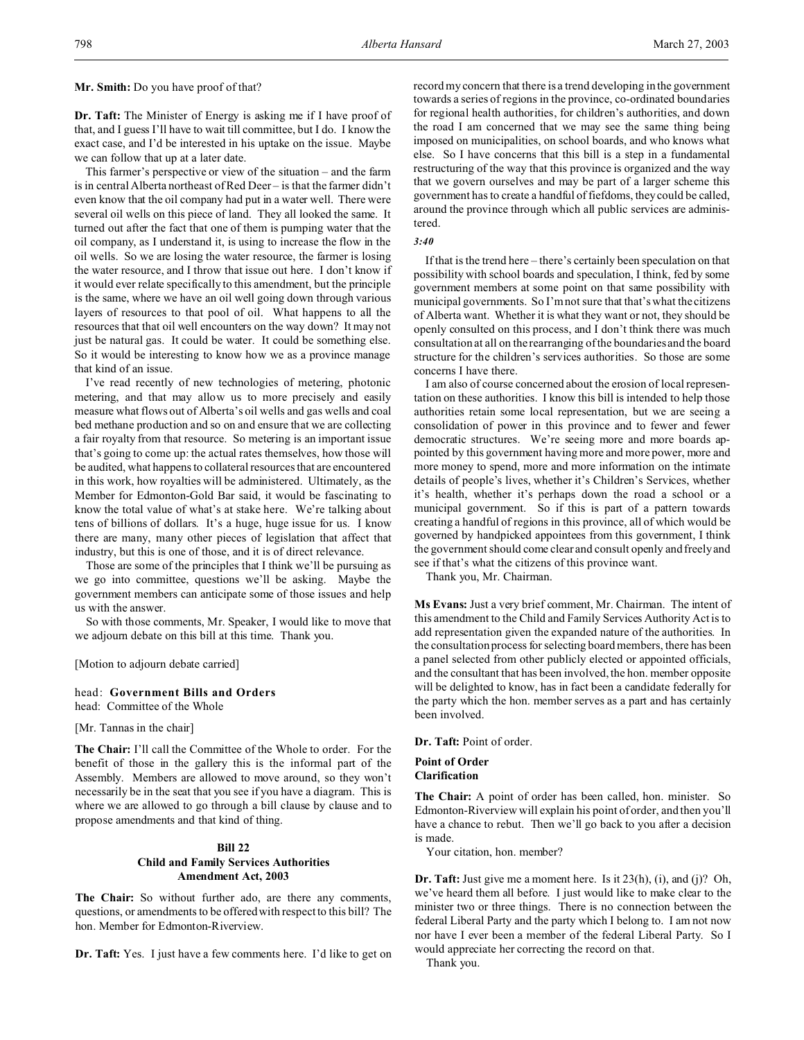**Mr. Smith:** Do you have proof of that?

**Dr. Taft:** The Minister of Energy is asking me if I have proof of that, and I guess I'll have to wait till committee, but I do. I know the exact case, and I'd be interested in his uptake on the issue. Maybe we can follow that up at a later date.

This farmer's perspective or view of the situation – and the farm is in central Alberta northeast of Red Deer – is that the farmer didn't even know that the oil company had put in a water well. There were several oil wells on this piece of land. They all looked the same. It turned out after the fact that one of them is pumping water that the oil company, as I understand it, is using to increase the flow in the oil wells. So we are losing the water resource, the farmer is losing the water resource, and I throw that issue out here. I don't know if it would ever relate specifically to this amendment, but the principle is the same, where we have an oil well going down through various layers of resources to that pool of oil. What happens to all the resources that that oil well encounters on the way down? It may not just be natural gas. It could be water. It could be something else. So it would be interesting to know how we as a province manage that kind of an issue.

I've read recently of new technologies of metering, photonic metering, and that may allow us to more precisely and easily measure what flows out of Alberta's oil wells and gas wells and coal bed methane production and so on and ensure that we are collecting a fair royalty from that resource. So metering is an important issue that's going to come up: the actual rates themselves, how those will be audited, what happens to collateral resources that are encountered in this work, how royalties will be administered. Ultimately, as the Member for Edmonton-Gold Bar said, it would be fascinating to know the total value of what's at stake here. We're talking about tens of billions of dollars. It's a huge, huge issue for us. I know there are many, many other pieces of legislation that affect that industry, but this is one of those, and it is of direct relevance.

Those are some of the principles that I think we'll be pursuing as we go into committee, questions we'll be asking. Maybe the government members can anticipate some of those issues and help us with the answer.

So with those comments, Mr. Speaker, I would like to move that we adjourn debate on this bill at this time. Thank you.

[Motion to adjourn debate carried]

head: **Government Bills and Orders**
head: Committee of the Whole

[Mr. Tannas in the chair]

**The Chair:** I'll call the Committee of the Whole to order. For the benefit of those in the gallery this is the informal part of the Assembly. Members are allowed to move around, so they won't necessarily be in the seat that you see if you have a diagram. This is where we are allowed to go through a bill clause by clause and to propose amendments and that kind of thing.

### Bill 22
### Child and Family Services Authorities Amendment Act, 2003

**The Chair:** So without further ado, are there any comments, questions, or amendments to be offered with respect to this bill? The hon. Member for Edmonton-Riverview.

**Dr. Taft:** Yes. I just have a few comments here. I'd like to get on record my concern that there is a trend developing in the government towards a series of regions in the province, co-ordinated boundaries for regional health authorities, for children's authorities, and down the road I am concerned that we may see the same thing being imposed on municipalities, on school boards, and who knows what else. So I have concerns that this bill is a step in a fundamental restructuring of the way that this province is organized and the way that we govern ourselves and may be part of a larger scheme this government has to create a handful of fiefdoms, they could be called, around the province through which all public services are administered.

*3:40*

If that is the trend here – there's certainly been speculation on that possibility with school boards and speculation, I think, fed by some government members at some point on that same possibility with municipal governments. So I'm not sure that that's what the citizens of Alberta want. Whether it is what they want or not, they should be openly consulted on this process, and I don't think there was much consultation at all on the rearranging of the boundaries and the board structure for the children's services authorities. So those are some concerns I have there.

I am also of course concerned about the erosion of local representation on these authorities. I know this bill is intended to help those authorities retain some local representation, but we are seeing a consolidation of power in this province and to fewer and fewer democratic structures. We're seeing more and more boards appointed by this government having more and more power, more and more money to spend, more and more information on the intimate details of people's lives, whether it's Children's Services, whether it's health, whether it's perhaps down the road a school or a municipal government. So if this is part of a pattern towards creating a handful of regions in this province, all of which would be governed by handpicked appointees from this government, I think the government should come clear and consult openly and freely and see if that's what the citizens of this province want.

Thank you, Mr. Chairman.

**Ms Evans:** Just a very brief comment, Mr. Chairman. The intent of this amendment to the Child and Family Services Authority Act is to add representation given the expanded nature of the authorities. In the consultation process for selecting board members, there has been a panel selected from other publicly elected or appointed officials, and the consultant that has been involved, the hon. member opposite will be delighted to know, has in fact been a candidate federally for the party which the hon. member serves as a part and has certainly been involved.

**Dr. Taft:** Point of order.

#### Point of Order
#### Clarification

**The Chair:** A point of order has been called, hon. minister. So Edmonton-Riverview will explain his point of order, and then you'll have a chance to rebut. Then we'll go back to you after a decision is made.

Your citation, hon. member?

**Dr. Taft:** Just give me a moment here. Is it 23(h), (i), and (j)? Oh, we've heard them all before. I just would like to make clear to the minister two or three things. There is no connection between the federal Liberal Party and the party which I belong to. I am not now nor have I ever been a member of the federal Liberal Party. So I would appreciate her correcting the record on that.

Thank you.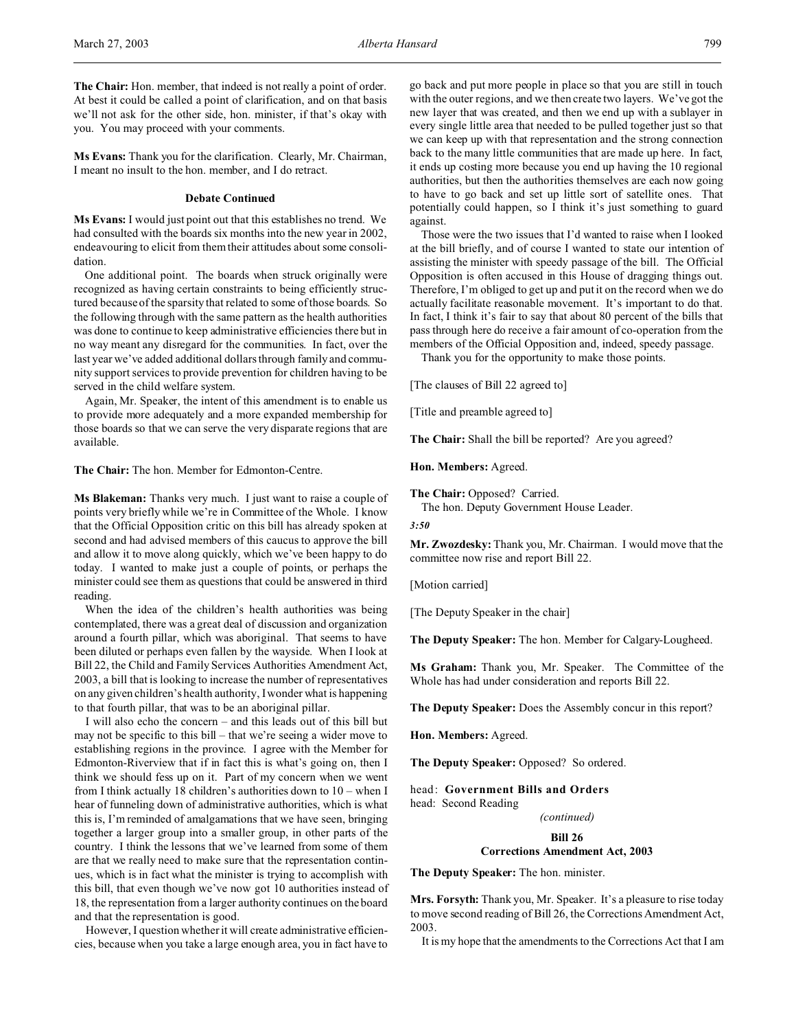**The Chair:** Hon. member, that indeed is not really a point of order. At best it could be called a point of clarification, and on that basis we'll not ask for the other side, hon. minister, if that's okay with you. You may proceed with your comments.

**Ms Evans:** Thank you for the clarification. Clearly, Mr. Chairman, I meant no insult to the hon. member, and I do retract.

### Debate Continued

**Ms Evans:** I would just point out that this establishes no trend. We had consulted with the boards six months into the new year in 2002, endeavouring to elicit from them their attitudes about some consolidation.

One additional point. The boards when struck originally were recognized as having certain constraints to being efficiently structured because of the sparsity that related to some of those boards. So the following through with the same pattern as the health authorities was done to continue to keep administrative efficiencies there but in no way meant any disregard for the communities. In fact, over the last year we've added additional dollars through family and community support services to provide prevention for children having to be served in the child welfare system.

Again, Mr. Speaker, the intent of this amendment is to enable us to provide more adequately and a more expanded membership for those boards so that we can serve the very disparate regions that are available.

**The Chair:** The hon. Member for Edmonton-Centre.

**Ms Blakeman:** Thanks very much. I just want to raise a couple of points very briefly while we're in Committee of the Whole. I know that the Official Opposition critic on this bill has already spoken at second and had advised members of this caucus to approve the bill and allow it to move along quickly, which we've been happy to do today. I wanted to make just a couple of points, or perhaps the minister could see them as questions that could be answered in third reading.

When the idea of the children's health authorities was being contemplated, there was a great deal of discussion and organization around a fourth pillar, which was aboriginal. That seems to have been diluted or perhaps even fallen by the wayside. When I look at Bill 22, the Child and Family Services Authorities Amendment Act, 2003, a bill that is looking to increase the number of representatives on any given children's health authority, I wonder what is happening to that fourth pillar, that was to be an aboriginal pillar.

I will also echo the concern – and this leads out of this bill but may not be specific to this bill – that we're seeing a wider move to establishing regions in the province. I agree with the Member for Edmonton-Riverview that if in fact this is what's going on, then I think we should fess up on it. Part of my concern when we went from I think actually 18 children's authorities down to 10 – when I hear of funneling down of administrative authorities, which is what this is, I'm reminded of amalgamations that we have seen, bringing together a larger group into a smaller group, in other parts of the country. I think the lessons that we've learned from some of them are that we really need to make sure that the representation continues, which is in fact what the minister is trying to accomplish with this bill, that even though we've now got 10 authorities instead of 18, the representation from a larger authority continues on the board and that the representation is good.

However, I question whether it will create administrative efficiencies, because when you take a large enough area, you in fact have to go back and put more people in place so that you are still in touch with the outer regions, and we then create two layers. We've got the new layer that was created, and then we end up with a sublayer in every single little area that needed to be pulled together just so that we can keep up with that representation and the strong connection back to the many little communities that are made up here. In fact, it ends up costing more because you end up having the 10 regional authorities, but then the authorities themselves are each now going to have to go back and set up little sort of satellite ones. That potentially could happen, so I think it's just something to guard against.

Those were the two issues that I'd wanted to raise when I looked at the bill briefly, and of course I wanted to state our intention of assisting the minister with speedy passage of the bill. The Official Opposition is often accused in this House of dragging things out. Therefore, I'm obliged to get up and put it on the record when we do actually facilitate reasonable movement. It's important to do that. In fact, I think it's fair to say that about 80 percent of the bills that pass through here do receive a fair amount of co-operation from the members of the Official Opposition and, indeed, speedy passage.

Thank you for the opportunity to make those points.

[The clauses of Bill 22 agreed to]

[Title and preamble agreed to]

**The Chair:** Shall the bill be reported? Are you agreed?

**Hon. Members:** Agreed.

**The Chair:** Opposed? Carried.

The hon. Deputy Government House Leader.

*3:50*

**Mr. Zwozdesky:** Thank you, Mr. Chairman. I would move that the committee now rise and report Bill 22.

[Motion carried]

[The Deputy Speaker in the chair]

**The Deputy Speaker:** The hon. Member for Calgary-Lougheed.

**Ms Graham:** Thank you, Mr. Speaker. The Committee of the Whole has had under consideration and reports Bill 22.

**The Deputy Speaker:** Does the Assembly concur in this report?

**Hon. Members:** Agreed.

**The Deputy Speaker:** Opposed? So ordered.

head: **Government Bills and Orders**
head: Second Reading

*(continued)*

### Bill 26
### Corrections Amendment Act, 2003

**The Deputy Speaker:** The hon. minister.

**Mrs. Forsyth:** Thank you, Mr. Speaker. It's a pleasure to rise today to move second reading of Bill 26, the Corrections Amendment Act, 2003.

It is my hope that the amendments to the Corrections Act that I am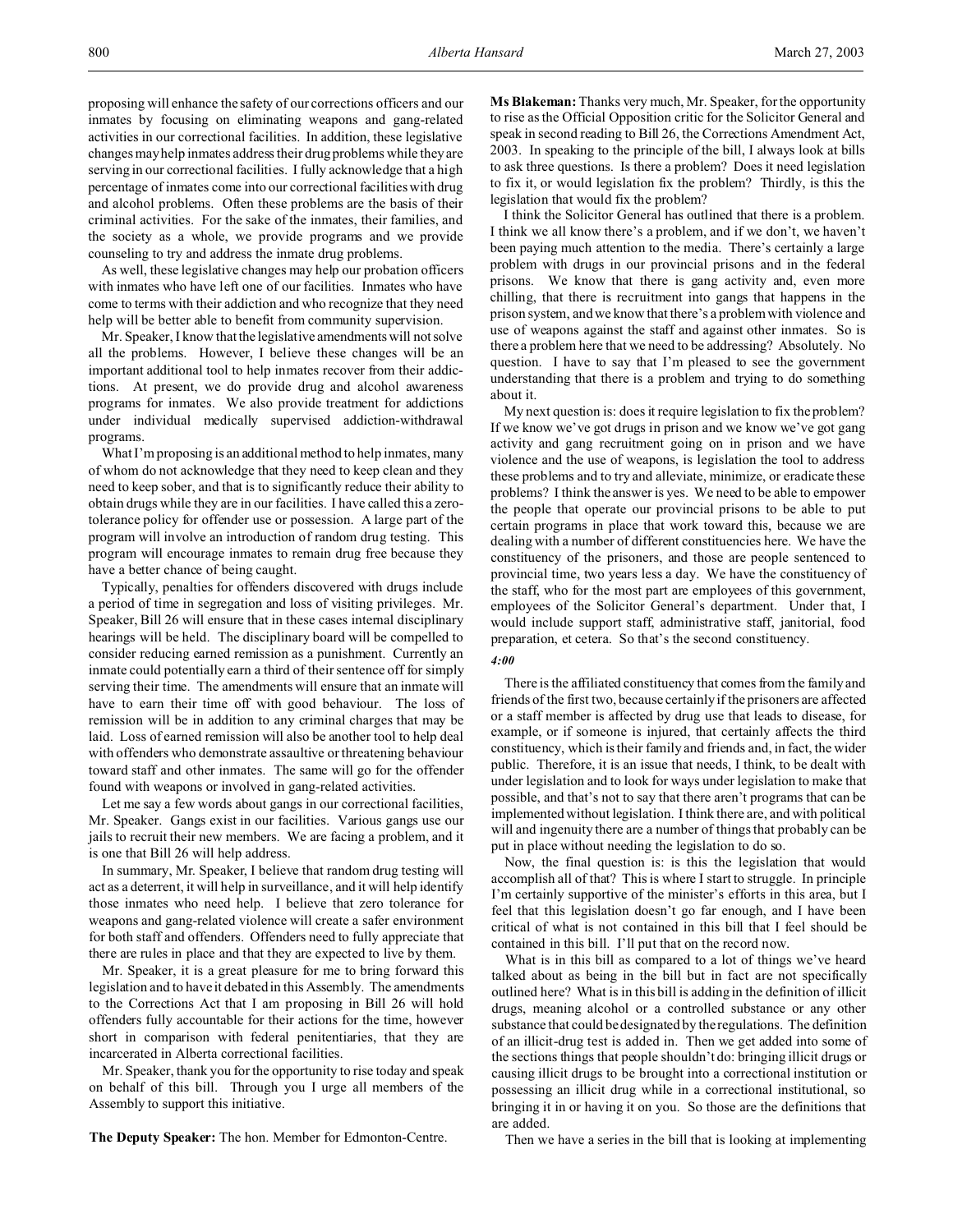proposing will enhance the safety of our corrections officers and our inmates by focusing on eliminating weapons and gang-related activities in our correctional facilities. In addition, these legislative changes may help inmates address their drug problems while they are serving in our correctional facilities. I fully acknowledge that a high percentage of inmates come into our correctional facilities with drug and alcohol problems. Often these problems are the basis of their criminal activities. For the sake of the inmates, their families, and the society as a whole, we provide programs and we provide counseling to try and address the inmate drug problems.

As well, these legislative changes may help our probation officers with inmates who have left one of our facilities. Inmates who have come to terms with their addiction and who recognize that they need help will be better able to benefit from community supervision.

Mr. Speaker, I know that the legislative amendments will not solve all the problems. However, I believe these changes will be an important additional tool to help inmates recover from their addictions. At present, we do provide drug and alcohol awareness programs for inmates. We also provide treatment for addictions under individual medically supervised addiction-withdrawal programs.

What I'm proposing is an additional method to help inmates, many of whom do not acknowledge that they need to keep clean and they need to keep sober, and that is to significantly reduce their ability to obtain drugs while they are in our facilities. I have called this a zero-tolerance policy for offender use or possession. A large part of the program will involve an introduction of random drug testing. This program will encourage inmates to remain drug free because they have a better chance of being caught.

Typically, penalties for offenders discovered with drugs include a period of time in segregation and loss of visiting privileges. Mr. Speaker, Bill 26 will ensure that in these cases internal disciplinary hearings will be held. The disciplinary board will be compelled to consider reducing earned remission as a punishment. Currently an inmate could potentially earn a third of their sentence off for simply serving their time. The amendments will ensure that an inmate will have to earn their time off with good behaviour. The loss of remission will be in addition to any criminal charges that may be laid. Loss of earned remission will also be another tool to help deal with offenders who demonstrate assaultive or threatening behaviour toward staff and other inmates. The same will go for the offender found with weapons or involved in gang-related activities.

Let me say a few words about gangs in our correctional facilities, Mr. Speaker. Gangs exist in our facilities. Various gangs use our jails to recruit their new members. We are facing a problem, and it is one that Bill 26 will help address.

In summary, Mr. Speaker, I believe that random drug testing will act as a deterrent, it will help in surveillance, and it will help identify those inmates who need help. I believe that zero tolerance for weapons and gang-related violence will create a safer environment for both staff and offenders. Offenders need to fully appreciate that there are rules in place and that they are expected to live by them.

Mr. Speaker, it is a great pleasure for me to bring forward this legislation and to have it debated in this Assembly. The amendments to the Corrections Act that I am proposing in Bill 26 will hold offenders fully accountable for their actions for the time, however short in comparison with federal penitentiaries, that they are incarcerated in Alberta correctional facilities.

Mr. Speaker, thank you for the opportunity to rise today and speak on behalf of this bill. Through you I urge all members of the Assembly to support this initiative.

**The Deputy Speaker:** The hon. Member for Edmonton-Centre.

**Ms Blakeman:** Thanks very much, Mr. Speaker, for the opportunity to rise as the Official Opposition critic for the Solicitor General and speak in second reading to Bill 26, the Corrections Amendment Act, 2003. In speaking to the principle of the bill, I always look at bills to ask three questions. Is there a problem? Does it need legislation to fix it, or would legislation fix the problem? Thirdly, is this the legislation that would fix the problem?

I think the Solicitor General has outlined that there is a problem. I think we all know there's a problem, and if we don't, we haven't been paying much attention to the media. There's certainly a large problem with drugs in our provincial prisons and in the federal prisons. We know that there is gang activity and, even more chilling, that there is recruitment into gangs that happens in the prison system, and we know that there's a problem with violence and use of weapons against the staff and against other inmates. So is there a problem here that we need to be addressing? Absolutely. No question. I have to say that I'm pleased to see the government understanding that there is a problem and trying to do something about it.

My next question is: does it require legislation to fix the problem? If we know we've got drugs in prison and we know we've got gang activity and gang recruitment going on in prison and we have violence and the use of weapons, is legislation the tool to address these problems and to try and alleviate, minimize, or eradicate these problems? I think the answer is yes. We need to be able to empower the people that operate our provincial prisons to be able to put certain programs in place that work toward this, because we are dealing with a number of different constituencies here. We have the constituency of the prisoners, and those are people sentenced to provincial time, two years less a day. We have the constituency of the staff, who for the most part are employees of this government, employees of the Solicitor General's department. Under that, I would include support staff, administrative staff, janitorial, food preparation, et cetera. So that's the second constituency.

*4:00*

There is the affiliated constituency that comes from the family and friends of the first two, because certainly if the prisoners are affected or a staff member is affected by drug use that leads to disease, for example, or if someone is injured, that certainly affects the third constituency, which is their family and friends and, in fact, the wider public. Therefore, it is an issue that needs, I think, to be dealt with under legislation and to look for ways under legislation to make that possible, and that's not to say that there aren't programs that can be implemented without legislation. I think there are, and with political will and ingenuity there are a number of things that probably can be put in place without needing the legislation to do so.

Now, the final question is: is this the legislation that would accomplish all of that? This is where I start to struggle. In principle I'm certainly supportive of the minister's efforts in this area, but I feel that this legislation doesn't go far enough, and I have been critical of what is not contained in this bill that I feel should be contained in this bill. I'll put that on the record now.

What is in this bill as compared to a lot of things we've heard talked about as being in the bill but in fact are not specifically outlined here? What is in this bill is adding in the definition of illicit drugs, meaning alcohol or a controlled substance or any other substance that could be designated by the regulations. The definition of an illicit-drug test is added in. Then we get added into some of the sections things that people shouldn't do: bringing illicit drugs or causing illicit drugs to be brought into a correctional institution or possessing an illicit drug while in a correctional institutional, so bringing it in or having it on you. So those are the definitions that are added.

Then we have a series in the bill that is looking at implementing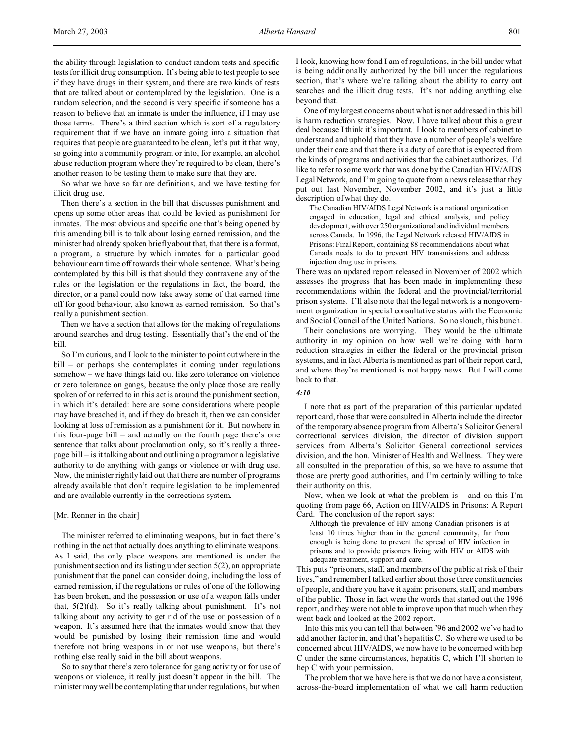the ability through legislation to conduct random tests and specific tests for illicit drug consumption. It's being able to test people to see if they have drugs in their system, and there are two kinds of tests that are talked about or contemplated by the legislation. One is a random selection, and the second is very specific if someone has a reason to believe that an inmate is under the influence, if I may use those terms. There's a third section which is sort of a regulatory requirement that if we have an inmate going into a situation that requires that people are guaranteed to be clean, let's put it that way, so going into a community program or into, for example, an alcohol abuse reduction program where they're required to be clean, there's another reason to be testing them to make sure that they are.

So what we have so far are definitions, and we have testing for illicit drug use.

Then there's a section in the bill that discusses punishment and opens up some other areas that could be levied as punishment for inmates. The most obvious and specific one that's being opened by this amending bill is to talk about losing earned remission, and the minister had already spoken briefly about that, that there is a format, a program, a structure by which inmates for a particular good behaviour earn time off towards their whole sentence. What's being contemplated by this bill is that should they contravene any of the rules or the legislation or the regulations in fact, the board, the director, or a panel could now take away some of that earned time off for good behaviour, also known as earned remission. So that's really a punishment section.

Then we have a section that allows for the making of regulations around searches and drug testing. Essentially that's the end of the bill.

So I'm curious, and I look to the minister to point out where in the bill – or perhaps she contemplates it coming under regulations somehow – we have things laid out like zero tolerance on violence or zero tolerance on gangs, because the only place those are really spoken of or referred to in this act is around the punishment section, in which it's detailed: here are some considerations where people may have breached it, and if they do breach it, then we can consider looking at loss of remission as a punishment for it. But nowhere in this four-page bill – and actually on the fourth page there's one sentence that talks about proclamation only, so it's really a three-page bill – is it talking about and outlining a program or a legislative authority to do anything with gangs or violence or with drug use. Now, the minister rightly laid out that there are number of programs already available that don't require legislation to be implemented and are available currently in the corrections system.

[Mr. Renner in the chair]

The minister referred to eliminating weapons, but in fact there's nothing in the act that actually does anything to eliminate weapons. As I said, the only place weapons are mentioned is under the punishment section and its listing under section 5(2), an appropriate punishment that the panel can consider doing, including the loss of earned remission, if the regulations or rules of one of the following has been broken, and the possession or use of a weapon falls under that, 5(2)(d). So it's really talking about punishment. It's not talking about any activity to get rid of the use or possession of a weapon. It's assumed here that the inmates would know that they would be punished by losing their remission time and would therefore not bring weapons in or not use weapons, but there's nothing else really said in the bill about weapons.

So to say that there's zero tolerance for gang activity or for use of weapons or violence, it really just doesn't appear in the bill. The minister may well be contemplating that under regulations, but when I look, knowing how fond I am of regulations, in the bill under what is being additionally authorized by the bill under the regulations section, that's where we're talking about the ability to carry out searches and the illicit drug tests. It's not adding anything else beyond that.

One of my largest concerns about what is not addressed in this bill is harm reduction strategies. Now, I have talked about this a great deal because I think it's important. I look to members of cabinet to understand and uphold that they have a number of people's welfare under their care and that there is a duty of care that is expected from the kinds of programs and activities that the cabinet authorizes. I'd like to refer to some work that was done by the Canadian HIV/AIDS Legal Network, and I'm going to quote from a news release that they put out last November, November 2002, and it's just a little description of what they do.

> The Canadian HIV/AIDS Legal Network is a national organization engaged in education, legal and ethical analysis, and policy development, with over 250 organizational and individual members across Canada. In 1996, the Legal Network released HIV/AIDS in Prisons: Final Report, containing 88 recommendations about what Canada needs to do to prevent HIV transmissions and address injection drug use in prisons.

There was an updated report released in November of 2002 which assesses the progress that has been made in implementing these recommendations within the federal and the provincial/territorial prison systems. I'll also note that the legal network is a nongovernment organization in special consultative status with the Economic and Social Council of the United Nations. So no slouch, this bunch.

Their conclusions are worrying. They would be the ultimate authority in my opinion on how well we're doing with harm reduction strategies in either the federal or the provincial prison systems, and in fact Alberta is mentioned as part of their report card, and where they're mentioned is not happy news. But I will come back to that.

*4:10*

I note that as part of the preparation of this particular updated report card, those that were consulted in Alberta include the director of the temporary absence program from Alberta's Solicitor General correctional services division, the director of division support services from Alberta's Solicitor General correctional services division, and the hon. Minister of Health and Wellness. They were all consulted in the preparation of this, so we have to assume that those are pretty good authorities, and I'm certainly willing to take their authority on this.

Now, when we look at what the problem is – and on this I'm quoting from page 66, Action on HIV/AIDS in Prisons: A Report Card. The conclusion of the report says:

> Although the prevalence of HIV among Canadian prisoners is at least 10 times higher than in the general community, far from enough is being done to prevent the spread of HIV infection in prisons and to provide prisoners living with HIV or AIDS with adequate treatment, support and care.

This puts "prisoners, staff, and members of the public at risk of their lives," and remember I talked earlier about those three constituencies of people, and there you have it again: prisoners, staff, and members of the public. Those in fact were the words that started out the 1996 report, and they were not able to improve upon that much when they went back and looked at the 2002 report.

Into this mix you can tell that between '96 and 2002 we've had to add another factor in, and that's hepatitis C. So where we used to be concerned about HIV/AIDS, we now have to be concerned with hep C under the same circumstances, hepatitis C, which I'll shorten to hep C with your permission.

The problem that we have here is that we do not have a consistent, across-the-board implementation of what we call harm reduction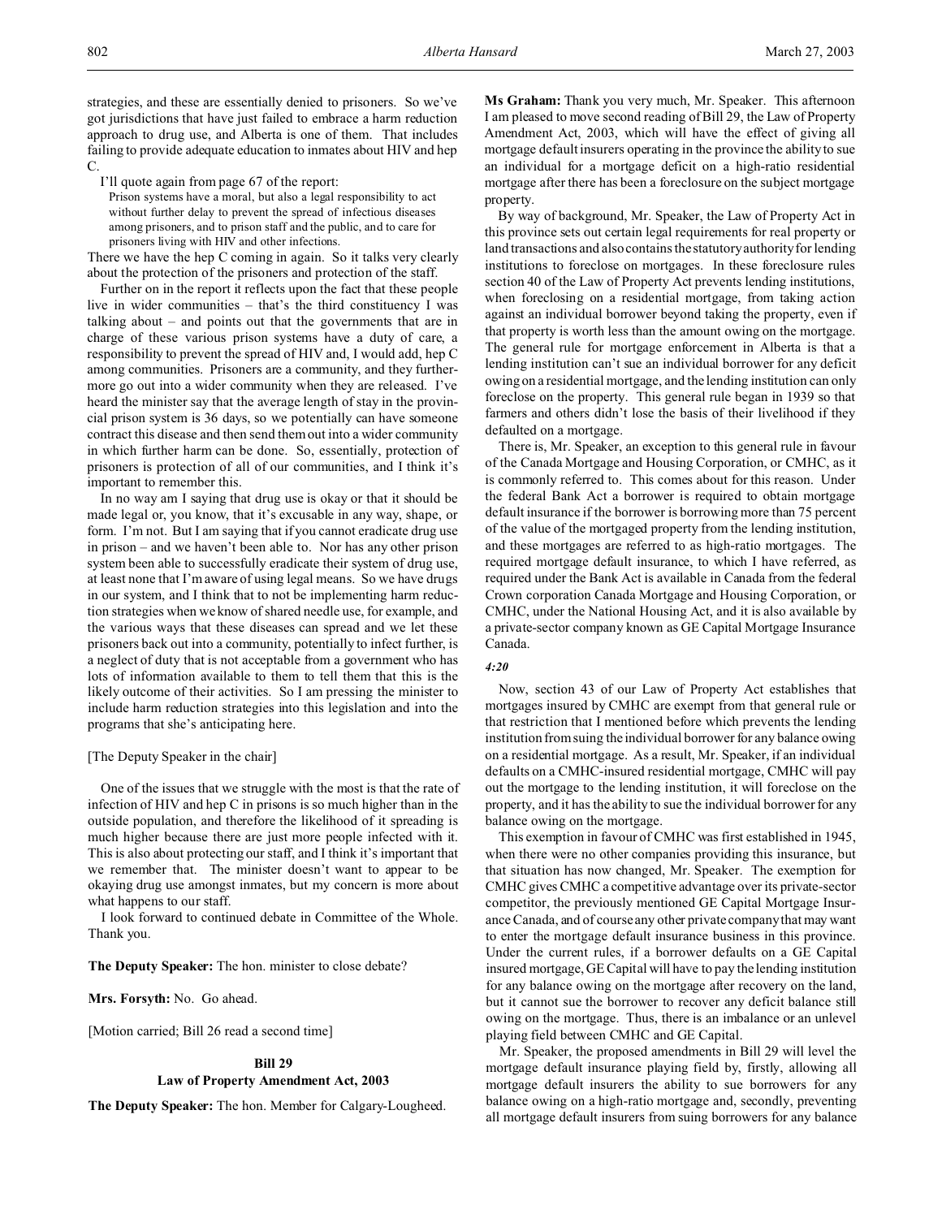strategies, and these are essentially denied to prisoners. So we've got jurisdictions that have just failed to embrace a harm reduction approach to drug use, and Alberta is one of them. That includes failing to provide adequate education to inmates about HIV and hep C.

I'll quote again from page 67 of the report:

> Prison systems have a moral, but also a legal responsibility to act without further delay to prevent the spread of infectious diseases among prisoners, and to prison staff and the public, and to care for prisoners living with HIV and other infections.

There we have the hep C coming in again. So it talks very clearly about the protection of the prisoners and protection of the staff.

Further on in the report it reflects upon the fact that these people live in wider communities – that's the third constituency I was talking about – and points out that the governments that are in charge of these various prison systems have a duty of care, a responsibility to prevent the spread of HIV and, I would add, hep C among communities. Prisoners are a community, and they furthermore go out into a wider community when they are released. I've heard the minister say that the average length of stay in the provincial prison system is 36 days, so we potentially can have someone contract this disease and then send them out into a wider community in which further harm can be done. So, essentially, protection of prisoners is protection of all of our communities, and I think it's important to remember this.

In no way am I saying that drug use is okay or that it should be made legal or, you know, that it's excusable in any way, shape, or form. I'm not. But I am saying that if you cannot eradicate drug use in prison – and we haven't been able to. Nor has any other prison system been able to successfully eradicate their system of drug use, at least none that I'm aware of using legal means. So we have drugs in our system, and I think that to not be implementing harm reduction strategies when we know of shared needle use, for example, and the various ways that these diseases can spread and we let these prisoners back out into a community, potentially to infect further, is a neglect of duty that is not acceptable from a government who has lots of information available to them to tell them that this is the likely outcome of their activities. So I am pressing the minister to include harm reduction strategies into this legislation and into the programs that she's anticipating here.

[The Deputy Speaker in the chair]

One of the issues that we struggle with the most is that the rate of infection of HIV and hep C in prisons is so much higher than in the outside population, and therefore the likelihood of it spreading is much higher because there are just more people infected with it. This is also about protecting our staff, and I think it's important that we remember that. The minister doesn't want to appear to be okaying drug use amongst inmates, but my concern is more about what happens to our staff.

I look forward to continued debate in Committee of the Whole. Thank you.

**The Deputy Speaker:** The hon. minister to close debate?

**Mrs. Forsyth:** No. Go ahead.

[Motion carried; Bill 26 read a second time]

## Bill 29
## Law of Property Amendment Act, 2003

**The Deputy Speaker:** The hon. Member for Calgary-Lougheed.

**Ms Graham:** Thank you very much, Mr. Speaker. This afternoon I am pleased to move second reading of Bill 29, the Law of Property Amendment Act, 2003, which will have the effect of giving all mortgage default insurers operating in the province the ability to sue an individual for a mortgage deficit on a high-ratio residential mortgage after there has been a foreclosure on the subject mortgage property.

By way of background, Mr. Speaker, the Law of Property Act in this province sets out certain legal requirements for real property or land transactions and also contains the statutory authority for lending institutions to foreclose on mortgages. In these foreclosure rules section 40 of the Law of Property Act prevents lending institutions, when foreclosing on a residential mortgage, from taking action against an individual borrower beyond taking the property, even if that property is worth less than the amount owing on the mortgage. The general rule for mortgage enforcement in Alberta is that a lending institution can't sue an individual borrower for any deficit owing on a residential mortgage, and the lending institution can only foreclose on the property. This general rule began in 1939 so that farmers and others didn't lose the basis of their livelihood if they defaulted on a mortgage.

There is, Mr. Speaker, an exception to this general rule in favour of the Canada Mortgage and Housing Corporation, or CMHC, as it is commonly referred to. This comes about for this reason. Under the federal Bank Act a borrower is required to obtain mortgage default insurance if the borrower is borrowing more than 75 percent of the value of the mortgaged property from the lending institution, and these mortgages are referred to as high-ratio mortgages. The required mortgage default insurance, to which I have referred, as required under the Bank Act is available in Canada from the federal Crown corporation Canada Mortgage and Housing Corporation, or CMHC, under the National Housing Act, and it is also available by a private-sector company known as GE Capital Mortgage Insurance Canada.

*4:20*

Now, section 43 of our Law of Property Act establishes that mortgages insured by CMHC are exempt from that general rule or that restriction that I mentioned before which prevents the lending institution from suing the individual borrower for any balance owing on a residential mortgage. As a result, Mr. Speaker, if an individual defaults on a CMHC-insured residential mortgage, CMHC will pay out the mortgage to the lending institution, it will foreclose on the property, and it has the ability to sue the individual borrower for any balance owing on the mortgage.

This exemption in favour of CMHC was first established in 1945, when there were no other companies providing this insurance, but that situation has now changed, Mr. Speaker. The exemption for CMHC gives CMHC a competitive advantage over its private-sector competitor, the previously mentioned GE Capital Mortgage Insurance Canada, and of course any other private company that may want to enter the mortgage default insurance business in this province. Under the current rules, if a borrower defaults on a GE Capital insured mortgage, GE Capital will have to pay the lending institution for any balance owing on the mortgage after recovery on the land, but it cannot sue the borrower to recover any deficit balance still owing on the mortgage. Thus, there is an imbalance or an unlevel playing field between CMHC and GE Capital.

Mr. Speaker, the proposed amendments in Bill 29 will level the mortgage default insurance playing field by, firstly, allowing all mortgage default insurers the ability to sue borrowers for any balance owing on a high-ratio mortgage and, secondly, preventing all mortgage default insurers from suing borrowers for any balance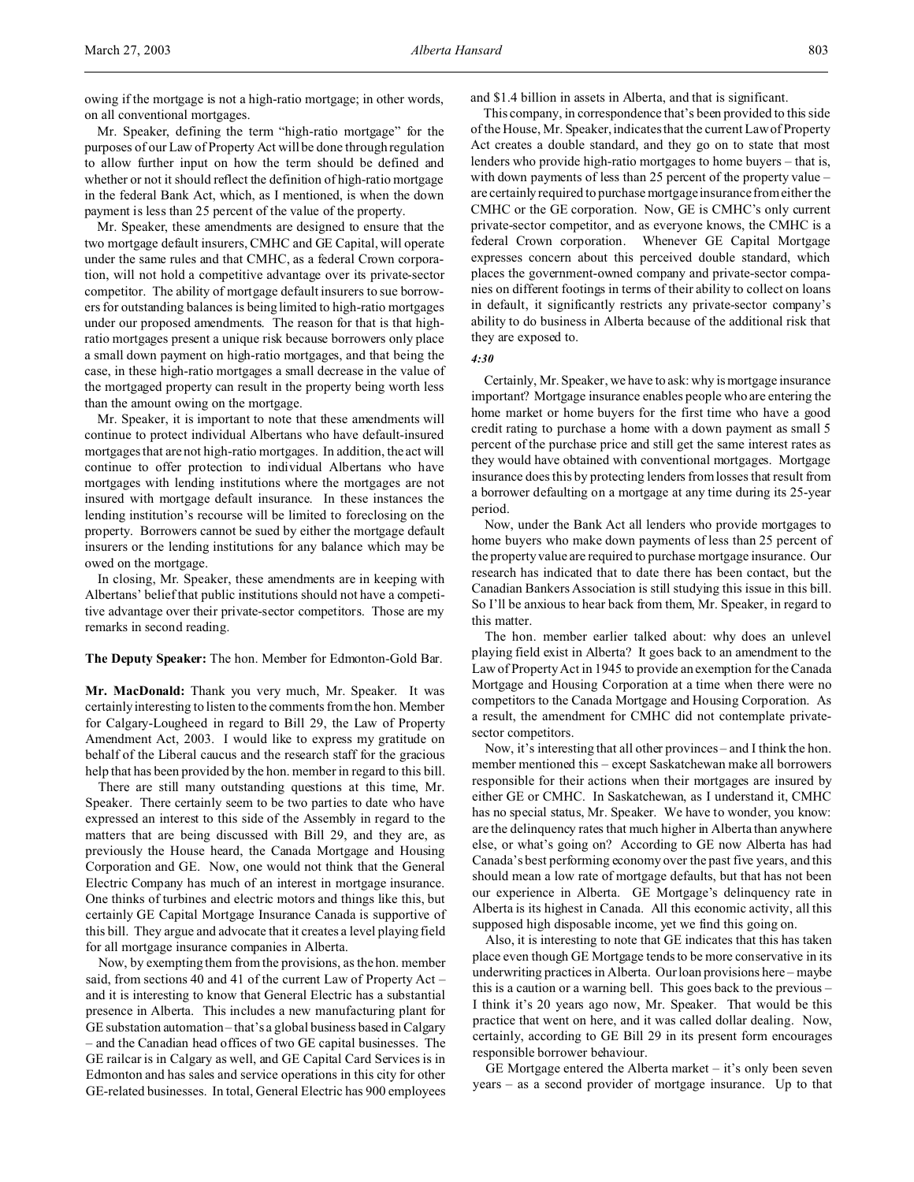owing if the mortgage is not a high-ratio mortgage; in other words, on all conventional mortgages.

Mr. Speaker, defining the term "high-ratio mortgage" for the purposes of our Law of Property Act will be done through regulation to allow further input on how the term should be defined and whether or not it should reflect the definition of high-ratio mortgage in the federal Bank Act, which, as I mentioned, is when the down payment is less than 25 percent of the value of the property.

Mr. Speaker, these amendments are designed to ensure that the two mortgage default insurers, CMHC and GE Capital, will operate under the same rules and that CMHC, as a federal Crown corporation, will not hold a competitive advantage over its private-sector competitor. The ability of mortgage default insurers to sue borrowers for outstanding balances is being limited to high-ratio mortgages under our proposed amendments. The reason for that is that high-ratio mortgages present a unique risk because borrowers only place a small down payment on high-ratio mortgages, and that being the case, in these high-ratio mortgages a small decrease in the value of the mortgaged property can result in the property being worth less than the amount owing on the mortgage.

Mr. Speaker, it is important to note that these amendments will continue to protect individual Albertans who have default-insured mortgages that are not high-ratio mortgages. In addition, the act will continue to offer protection to individual Albertans who have mortgages with lending institutions where the mortgages are not insured with mortgage default insurance. In these instances the lending institution's recourse will be limited to foreclosing on the property. Borrowers cannot be sued by either the mortgage default insurers or the lending institutions for any balance which may be owed on the mortgage.

In closing, Mr. Speaker, these amendments are in keeping with Albertans' belief that public institutions should not have a competitive advantage over their private-sector competitors. Those are my remarks in second reading.

**The Deputy Speaker:** The hon. Member for Edmonton-Gold Bar.

**Mr. MacDonald:** Thank you very much, Mr. Speaker. It was certainly interesting to listen to the comments from the hon. Member for Calgary-Lougheed in regard to Bill 29, the Law of Property Amendment Act, 2003. I would like to express my gratitude on behalf of the Liberal caucus and the research staff for the gracious help that has been provided by the hon. member in regard to this bill.

There are still many outstanding questions at this time, Mr. Speaker. There certainly seem to be two parties to date who have expressed an interest to this side of the Assembly in regard to the matters that are being discussed with Bill 29, and they are, as previously the House heard, the Canada Mortgage and Housing Corporation and GE. Now, one would not think that the General Electric Company has much of an interest in mortgage insurance. One thinks of turbines and electric motors and things like this, but certainly GE Capital Mortgage Insurance Canada is supportive of this bill. They argue and advocate that it creates a level playing field for all mortgage insurance companies in Alberta.

Now, by exempting them from the provisions, as the hon. member said, from sections 40 and 41 of the current Law of Property Act – and it is interesting to know that General Electric has a substantial presence in Alberta. This includes a new manufacturing plant for GE substation automation – that's a global business based in Calgary – and the Canadian head offices of two GE capital businesses. The GE railcar is in Calgary as well, and GE Capital Card Services is in Edmonton and has sales and service operations in this city for other GE-related businesses. In total, General Electric has 900 employees and $1.4 billion in assets in Alberta, and that is significant.

This company, in correspondence that's been provided to this side of the House, Mr. Speaker, indicates that the current Law of Property Act creates a double standard, and they go on to state that most lenders who provide high-ratio mortgages to home buyers – that is, with down payments of less than 25 percent of the property value – are certainly required to purchase mortgage insurance from either the CMHC or the GE corporation. Now, GE is CMHC's only current private-sector competitor, and as everyone knows, the CMHC is a federal Crown corporation. Whenever GE Capital Mortgage expresses concern about this perceived double standard, which places the government-owned company and private-sector companies on different footings in terms of their ability to collect on loans in default, it significantly restricts any private-sector company's ability to do business in Alberta because of the additional risk that they are exposed to.

*4:30*

Certainly, Mr. Speaker, we have to ask: why is mortgage insurance important? Mortgage insurance enables people who are entering the home market or home buyers for the first time who have a good credit rating to purchase a home with a down payment as small 5 percent of the purchase price and still get the same interest rates as they would have obtained with conventional mortgages. Mortgage insurance does this by protecting lenders from losses that result from a borrower defaulting on a mortgage at any time during its 25-year period.

Now, under the Bank Act all lenders who provide mortgages to home buyers who make down payments of less than 25 percent of the property value are required to purchase mortgage insurance. Our research has indicated that to date there has been contact, but the Canadian Bankers Association is still studying this issue in this bill. So I'll be anxious to hear back from them, Mr. Speaker, in regard to this matter.

The hon. member earlier talked about: why does an unlevel playing field exist in Alberta? It goes back to an amendment to the Law of Property Act in 1945 to provide an exemption for the Canada Mortgage and Housing Corporation at a time when there were no competitors to the Canada Mortgage and Housing Corporation. As a result, the amendment for CMHC did not contemplate private-sector competitors.

Now, it's interesting that all other provinces – and I think the hon. member mentioned this – except Saskatchewan make all borrowers responsible for their actions when their mortgages are insured by either GE or CMHC. In Saskatchewan, as I understand it, CMHC has no special status, Mr. Speaker. We have to wonder, you know: are the delinquency rates that much higher in Alberta than anywhere else, or what's going on? According to GE now Alberta has had Canada's best performing economy over the past five years, and this should mean a low rate of mortgage defaults, but that has not been our experience in Alberta. GE Mortgage's delinquency rate in Alberta is its highest in Canada. All this economic activity, all this supposed high disposable income, yet we find this going on.

Also, it is interesting to note that GE indicates that this has taken place even though GE Mortgage tends to be more conservative in its underwriting practices in Alberta. Our loan provisions here – maybe this is a caution or a warning bell. This goes back to the previous – I think it's 20 years ago now, Mr. Speaker. That would be this practice that went on here, and it was called dollar dealing. Now, certainly, according to GE Bill 29 in its present form encourages responsible borrower behaviour.

GE Mortgage entered the Alberta market – it's only been seven years – as a second provider of mortgage insurance. Up to that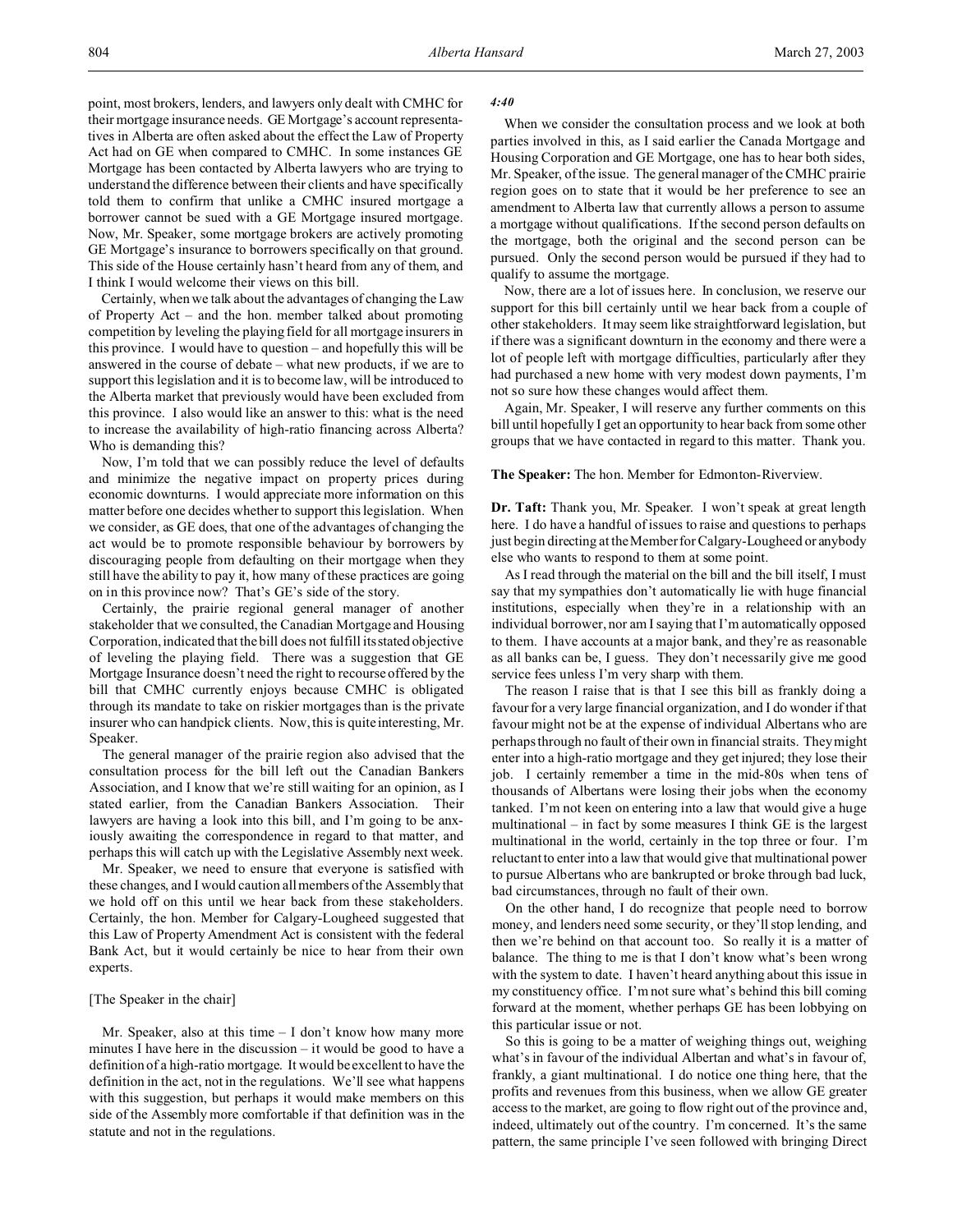point, most brokers, lenders, and lawyers only dealt with CMHC for their mortgage insurance needs. GE Mortgage's account representatives in Alberta are often asked about the effect the Law of Property Act had on GE when compared to CMHC. In some instances GE Mortgage has been contacted by Alberta lawyers who are trying to understand the difference between their clients and have specifically told them to confirm that unlike a CMHC insured mortgage a borrower cannot be sued with a GE Mortgage insured mortgage. Now, Mr. Speaker, some mortgage brokers are actively promoting GE Mortgage's insurance to borrowers specifically on that ground. This side of the House certainly hasn't heard from any of them, and I think I would welcome their views on this bill.

Certainly, when we talk about the advantages of changing the Law of Property Act – and the hon. member talked about promoting competition by leveling the playing field for all mortgage insurers in this province. I would have to question – and hopefully this will be answered in the course of debate – what new products, if we are to support this legislation and it is to become law, will be introduced to the Alberta market that previously would have been excluded from this province. I also would like an answer to this: what is the need to increase the availability of high-ratio financing across Alberta? Who is demanding this?

Now, I'm told that we can possibly reduce the level of defaults and minimize the negative impact on property prices during economic downturns. I would appreciate more information on this matter before one decides whether to support this legislation. When we consider, as GE does, that one of the advantages of changing the act would be to promote responsible behaviour by borrowers by discouraging people from defaulting on their mortgage when they still have the ability to pay it, how many of these practices are going on in this province now? That's GE's side of the story.

Certainly, the prairie regional general manager of another stakeholder that we consulted, the Canadian Mortgage and Housing Corporation, indicated that the bill does not fulfill its stated objective of leveling the playing field. There was a suggestion that GE Mortgage Insurance doesn't need the right to recourse offered by the bill that CMHC currently enjoys because CMHC is obligated through its mandate to take on riskier mortgages than is the private insurer who can handpick clients. Now, this is quite interesting, Mr. Speaker.

The general manager of the prairie region also advised that the consultation process for the bill left out the Canadian Bankers Association, and I know that we're still waiting for an opinion, as I stated earlier, from the Canadian Bankers Association. Their lawyers are having a look into this bill, and I'm going to be anxiously awaiting the correspondence in regard to that matter, and perhaps this will catch up with the Legislative Assembly next week.

Mr. Speaker, we need to ensure that everyone is satisfied with these changes, and I would caution all members of the Assembly that we hold off on this until we hear back from these stakeholders. Certainly, the hon. Member for Calgary-Lougheed suggested that this Law of Property Amendment Act is consistent with the federal Bank Act, but it would certainly be nice to hear from their own experts.

[The Speaker in the chair]

Mr. Speaker, also at this time – I don't know how many more minutes I have here in the discussion – it would be good to have a definition of a high-ratio mortgage. It would be excellent to have the definition in the act, not in the regulations. We'll see what happens with this suggestion, but perhaps it would make members on this side of the Assembly more comfortable if that definition was in the statute and not in the regulations.

*4:40*

When we consider the consultation process and we look at both parties involved in this, as I said earlier the Canada Mortgage and Housing Corporation and GE Mortgage, one has to hear both sides, Mr. Speaker, of the issue. The general manager of the CMHC prairie region goes on to state that it would be her preference to see an amendment to Alberta law that currently allows a person to assume a mortgage without qualifications. If the second person defaults on the mortgage, both the original and the second person can be pursued. Only the second person would be pursued if they had to qualify to assume the mortgage.

Now, there are a lot of issues here. In conclusion, we reserve our support for this bill certainly until we hear back from a couple of other stakeholders. It may seem like straightforward legislation, but if there was a significant downturn in the economy and there were a lot of people left with mortgage difficulties, particularly after they had purchased a new home with very modest down payments, I'm not so sure how these changes would affect them.

Again, Mr. Speaker, I will reserve any further comments on this bill until hopefully I get an opportunity to hear back from some other groups that we have contacted in regard to this matter. Thank you.

**The Speaker:** The hon. Member for Edmonton-Riverview.

**Dr. Taft:** Thank you, Mr. Speaker. I won't speak at great length here. I do have a handful of issues to raise and questions to perhaps just begin directing at the Member for Calgary-Lougheed or anybody else who wants to respond to them at some point.

As I read through the material on the bill and the bill itself, I must say that my sympathies don't automatically lie with huge financial institutions, especially when they're in a relationship with an individual borrower, nor am I saying that I'm automatically opposed to them. I have accounts at a major bank, and they're as reasonable as all banks can be, I guess. They don't necessarily give me good service fees unless I'm very sharp with them.

The reason I raise that is that I see this bill as frankly doing a favour for a very large financial organization, and I do wonder if that favour might not be at the expense of individual Albertans who are perhaps through no fault of their own in financial straits. They might enter into a high-ratio mortgage and they get injured; they lose their job. I certainly remember a time in the mid-80s when tens of thousands of Albertans were losing their jobs when the economy tanked. I'm not keen on entering into a law that would give a huge multinational – in fact by some measures I think GE is the largest multinational in the world, certainly in the top three or four. I'm reluctant to enter into a law that would give that multinational power to pursue Albertans who are bankrupted or broke through bad luck, bad circumstances, through no fault of their own.

On the other hand, I do recognize that people need to borrow money, and lenders need some security, or they'll stop lending, and then we're behind on that account too. So really it is a matter of balance. The thing to me is that I don't know what's been wrong with the system to date. I haven't heard anything about this issue in my constituency office. I'm not sure what's behind this bill coming forward at the moment, whether perhaps GE has been lobbying on this particular issue or not.

So this is going to be a matter of weighing things out, weighing what's in favour of the individual Albertan and what's in favour of, frankly, a giant multinational. I do notice one thing here, that the profits and revenues from this business, when we allow GE greater access to the market, are going to flow right out of the province and, indeed, ultimately out of the country. I'm concerned. It's the same pattern, the same principle I've seen followed with bringing Direct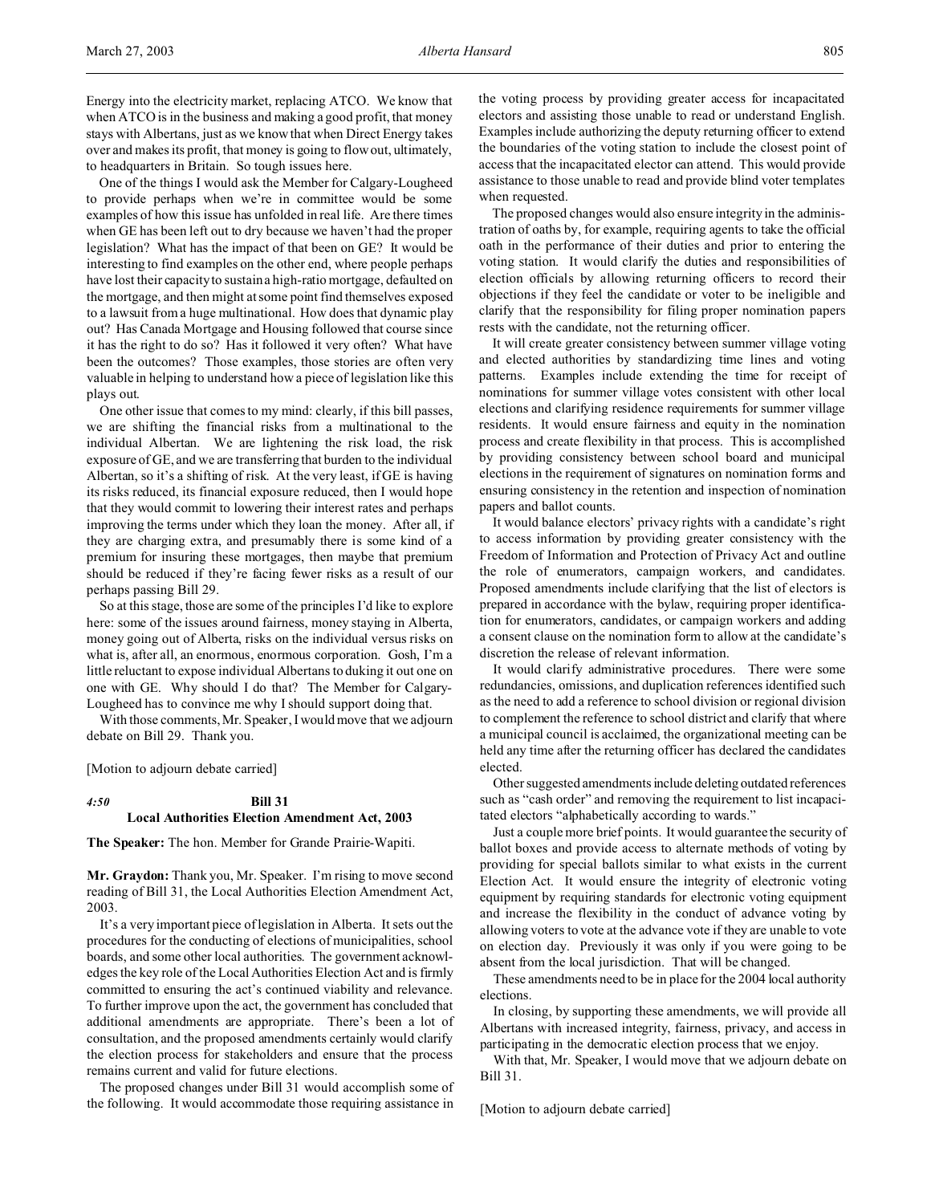Energy into the electricity market, replacing ATCO. We know that when ATCO is in the business and making a good profit, that money stays with Albertans, just as we know that when Direct Energy takes over and makes its profit, that money is going to flow out, ultimately, to headquarters in Britain. So tough issues here.

One of the things I would ask the Member for Calgary-Lougheed to provide perhaps when we're in committee would be some examples of how this issue has unfolded in real life. Are there times when GE has been left out to dry because we haven't had the proper legislation? What has the impact of that been on GE? It would be interesting to find examples on the other end, where people perhaps have lost their capacity to sustain a high-ratio mortgage, defaulted on the mortgage, and then might at some point find themselves exposed to a lawsuit from a huge multinational. How does that dynamic play out? Has Canada Mortgage and Housing followed that course since it has the right to do so? Has it followed it very often? What have been the outcomes? Those examples, those stories are often very valuable in helping to understand how a piece of legislation like this plays out.

One other issue that comes to my mind: clearly, if this bill passes, we are shifting the financial risks from a multinational to the individual Albertan. We are lightening the risk load, the risk exposure of GE, and we are transferring that burden to the individual Albertan, so it's a shifting of risk. At the very least, if GE is having its risks reduced, its financial exposure reduced, then I would hope that they would commit to lowering their interest rates and perhaps improving the terms under which they loan the money. After all, if they are charging extra, and presumably there is some kind of a premium for insuring these mortgages, then maybe that premium should be reduced if they're facing fewer risks as a result of our perhaps passing Bill 29.

So at this stage, those are some of the principles I'd like to explore here: some of the issues around fairness, money staying in Alberta, money going out of Alberta, risks on the individual versus risks on what is, after all, an enormous, enormous corporation. Gosh, I'm a little reluctant to expose individual Albertans to duking it out one on one with GE. Why should I do that? The Member for Calgary-Lougheed has to convince me why I should support doing that.

With those comments, Mr. Speaker, I would move that we adjourn debate on Bill 29. Thank you.

[Motion to adjourn debate carried]

*4:50*

## Bill 31
## Local Authorities Election Amendment Act, 2003

**The Speaker:** The hon. Member for Grande Prairie-Wapiti.

**Mr. Graydon:** Thank you, Mr. Speaker. I'm rising to move second reading of Bill 31, the Local Authorities Election Amendment Act, 2003.

It's a very important piece of legislation in Alberta. It sets out the procedures for the conducting of elections of municipalities, school boards, and some other local authorities. The government acknowledges the key role of the Local Authorities Election Act and is firmly committed to ensuring the act's continued viability and relevance. To further improve upon the act, the government has concluded that additional amendments are appropriate. There's been a lot of consultation, and the proposed amendments certainly would clarify the election process for stakeholders and ensure that the process remains current and valid for future elections.

The proposed changes under Bill 31 would accomplish some of the following. It would accommodate those requiring assistance in the voting process by providing greater access for incapacitated electors and assisting those unable to read or understand English. Examples include authorizing the deputy returning officer to extend the boundaries of the voting station to include the closest point of access that the incapacitated elector can attend. This would provide assistance to those unable to read and provide blind voter templates when requested.

The proposed changes would also ensure integrity in the administration of oaths by, for example, requiring agents to take the official oath in the performance of their duties and prior to entering the voting station. It would clarify the duties and responsibilities of election officials by allowing returning officers to record their objections if they feel the candidate or voter to be ineligible and clarify that the responsibility for filing proper nomination papers rests with the candidate, not the returning officer.

It will create greater consistency between summer village voting and elected authorities by standardizing time lines and voting patterns. Examples include extending the time for receipt of nominations for summer village votes consistent with other local elections and clarifying residence requirements for summer village residents. It would ensure fairness and equity in the nomination process and create flexibility in that process. This is accomplished by providing consistency between school board and municipal elections in the requirement of signatures on nomination forms and ensuring consistency in the retention and inspection of nomination papers and ballot counts.

It would balance electors' privacy rights with a candidate's right to access information by providing greater consistency with the Freedom of Information and Protection of Privacy Act and outline the role of enumerators, campaign workers, and candidates. Proposed amendments include clarifying that the list of electors is prepared in accordance with the bylaw, requiring proper identification for enumerators, candidates, or campaign workers and adding a consent clause on the nomination form to allow at the candidate's discretion the release of relevant information.

It would clarify administrative procedures. There were some redundancies, omissions, and duplication references identified such as the need to add a reference to school division or regional division to complement the reference to school district and clarify that where a municipal council is acclaimed, the organizational meeting can be held any time after the returning officer has declared the candidates elected.

Other suggested amendments include deleting outdated references such as "cash order" and removing the requirement to list incapacitated electors "alphabetically according to wards."

Just a couple more brief points. It would guarantee the security of ballot boxes and provide access to alternate methods of voting by providing for special ballots similar to what exists in the current Election Act. It would ensure the integrity of electronic voting equipment by requiring standards for electronic voting equipment and increase the flexibility in the conduct of advance voting by allowing voters to vote at the advance vote if they are unable to vote on election day. Previously it was only if you were going to be absent from the local jurisdiction. That will be changed.

These amendments need to be in place for the 2004 local authority elections.

In closing, by supporting these amendments, we will provide all Albertans with increased integrity, fairness, privacy, and access in participating in the democratic election process that we enjoy.

With that, Mr. Speaker, I would move that we adjourn debate on Bill 31.

[Motion to adjourn debate carried]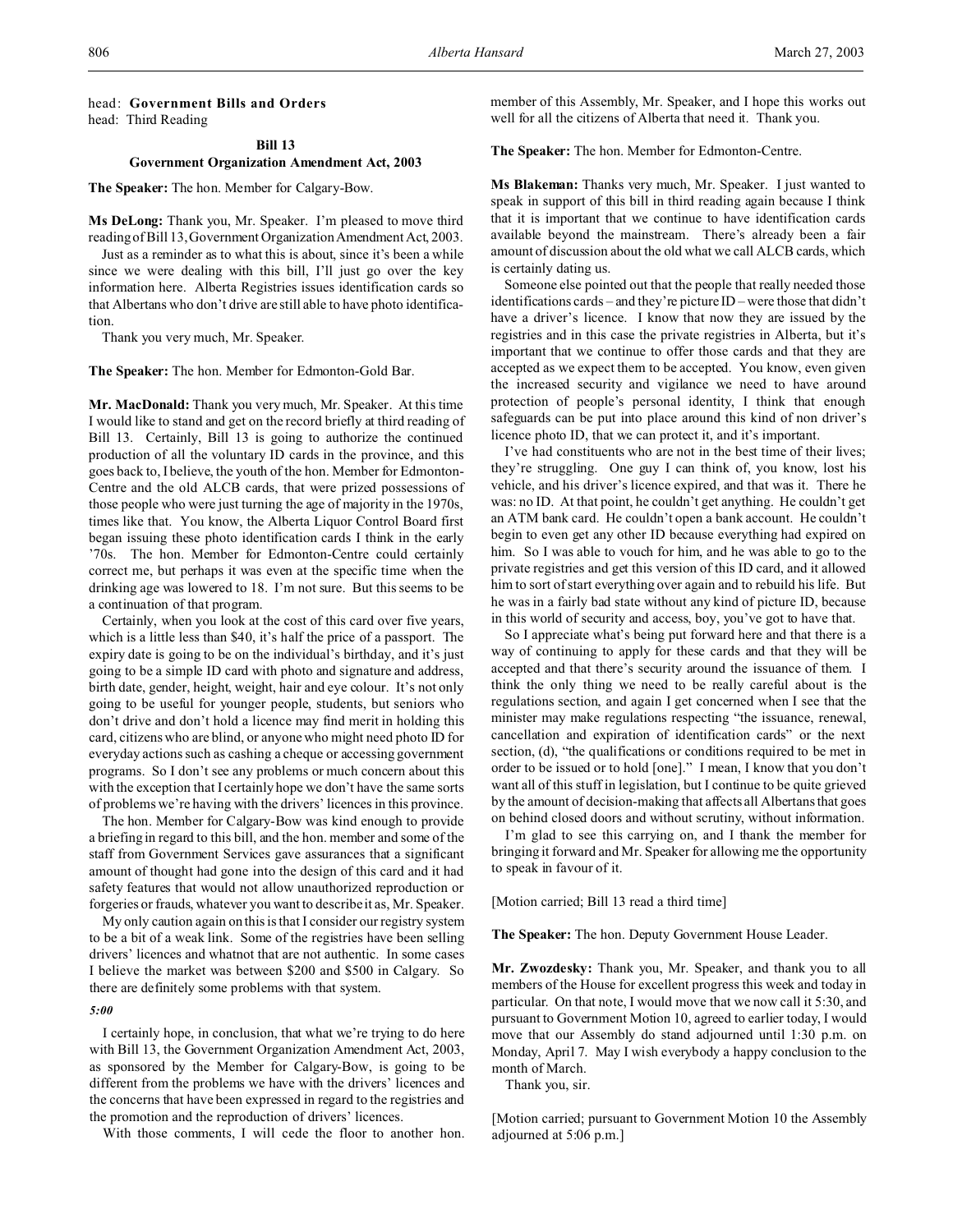head: **Government Bills and Orders**
head: Third Reading

## Bill 13
## Government Organization Amendment Act, 2003

**The Speaker:** The hon. Member for Calgary-Bow.

**Ms DeLong:** Thank you, Mr. Speaker. I'm pleased to move third reading of Bill 13, Government Organization Amendment Act, 2003.

Just as a reminder as to what this is about, since it's been a while since we were dealing with this bill, I'll just go over the key information here. Alberta Registries issues identification cards so that Albertans who don't drive are still able to have photo identification.

Thank you very much, Mr. Speaker.

**The Speaker:** The hon. Member for Edmonton-Gold Bar.

**Mr. MacDonald:** Thank you very much, Mr. Speaker. At this time I would like to stand and get on the record briefly at third reading of Bill 13. Certainly, Bill 13 is going to authorize the continued production of all the voluntary ID cards in the province, and this goes back to, I believe, the youth of the hon. Member for Edmonton-Centre and the old ALCB cards, that were prized possessions of those people who were just turning the age of majority in the 1970s, times like that. You know, the Alberta Liquor Control Board first began issuing these photo identification cards I think in the early '70s. The hon. Member for Edmonton-Centre could certainly correct me, but perhaps it was even at the specific time when the drinking age was lowered to 18. I'm not sure. But this seems to be a continuation of that program.

Certainly, when you look at the cost of this card over five years, which is a little less than $40, it's half the price of a passport. The expiry date is going to be on the individual's birthday, and it's just going to be a simple ID card with photo and signature and address, birth date, gender, height, weight, hair and eye colour. It's not only going to be useful for younger people, students, but seniors who don't drive and don't hold a licence may find merit in holding this card, citizens who are blind, or anyone who might need photo ID for everyday actions such as cashing a cheque or accessing government programs. So I don't see any problems or much concern about this with the exception that I certainly hope we don't have the same sorts of problems we're having with the drivers' licences in this province.

The hon. Member for Calgary-Bow was kind enough to provide a briefing in regard to this bill, and the hon. member and some of the staff from Government Services gave assurances that a significant amount of thought had gone into the design of this card and it had safety features that would not allow unauthorized reproduction or forgeries or frauds, whatever you want to describe it as, Mr. Speaker.

My only caution again on this is that I consider our registry system to be a bit of a weak link. Some of the registries have been selling drivers' licences and whatnot that are not authentic. In some cases I believe the market was between $200 and $500 in Calgary. So there are definitely some problems with that system.

*5:00*

I certainly hope, in conclusion, that what we're trying to do here with Bill 13, the Government Organization Amendment Act, 2003, as sponsored by the Member for Calgary-Bow, is going to be different from the problems we have with the drivers' licences and the concerns that have been expressed in regard to the registries and the promotion and the reproduction of drivers' licences.

With those comments, I will cede the floor to another hon. member of this Assembly, Mr. Speaker, and I hope this works out well for all the citizens of Alberta that need it. Thank you.

**The Speaker:** The hon. Member for Edmonton-Centre.

**Ms Blakeman:** Thanks very much, Mr. Speaker. I just wanted to speak in support of this bill in third reading again because I think that it is important that we continue to have identification cards available beyond the mainstream. There's already been a fair amount of discussion about the old what we call ALCB cards, which is certainly dating us.

Someone else pointed out that the people that really needed those identifications cards – and they're picture ID – were those that didn't have a driver's licence. I know that now they are issued by the registries and in this case the private registries in Alberta, but it's important that we continue to offer those cards and that they are accepted as we expect them to be accepted. You know, even given the increased security and vigilance we need to have around protection of people's personal identity, I think that enough safeguards can be put into place around this kind of non driver's licence photo ID, that we can protect it, and it's important.

I've had constituents who are not in the best time of their lives; they're struggling. One guy I can think of, you know, lost his vehicle, and his driver's licence expired, and that was it. There he was: no ID. At that point, he couldn't get anything. He couldn't get an ATM bank card. He couldn't open a bank account. He couldn't begin to even get any other ID because everything had expired on him. So I was able to vouch for him, and he was able to go to the private registries and get this version of this ID card, and it allowed him to sort of start everything over again and to rebuild his life. But he was in a fairly bad state without any kind of picture ID, because in this world of security and access, boy, you've got to have that.

So I appreciate what's being put forward here and that there is a way of continuing to apply for these cards and that they will be accepted and that there's security around the issuance of them. I think the only thing we need to be really careful about is the regulations section, and again I get concerned when I see that the minister may make regulations respecting "the issuance, renewal, cancellation and expiration of identification cards" or the next section, (d), "the qualifications or conditions required to be met in order to be issued or to hold [one]." I mean, I know that you don't want all of this stuff in legislation, but I continue to be quite grieved by the amount of decision-making that affects all Albertans that goes on behind closed doors and without scrutiny, without information.

I'm glad to see this carrying on, and I thank the member for bringing it forward and Mr. Speaker for allowing me the opportunity to speak in favour of it.

[Motion carried; Bill 13 read a third time]

**The Speaker:** The hon. Deputy Government House Leader.

**Mr. Zwozdesky:** Thank you, Mr. Speaker, and thank you to all members of the House for excellent progress this week and today in particular. On that note, I would move that we now call it 5:30, and pursuant to Government Motion 10, agreed to earlier today, I would move that our Assembly do stand adjourned until 1:30 p.m. on Monday, April 7. May I wish everybody a happy conclusion to the month of March.

Thank you, sir.

[Motion carried; pursuant to Government Motion 10 the Assembly adjourned at 5:06 p.m.]